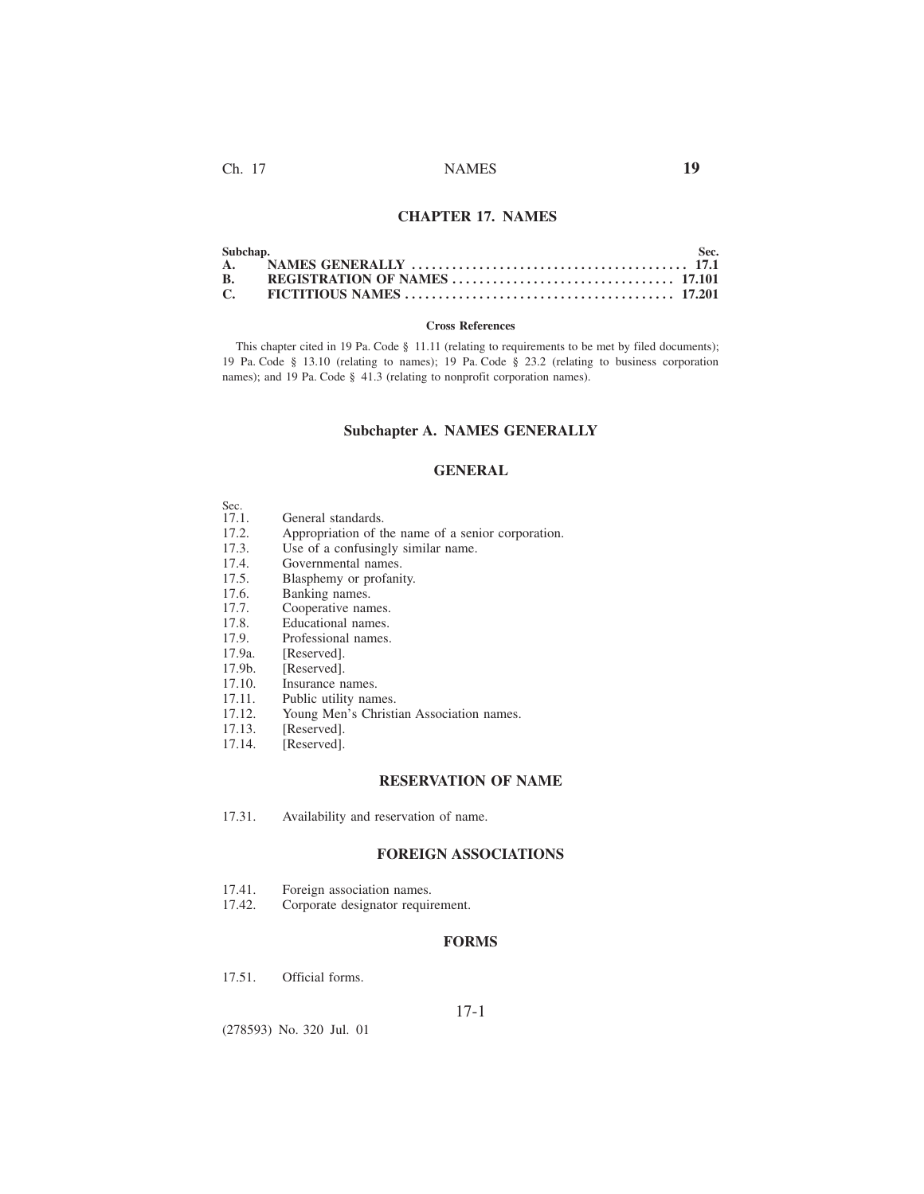# CHAPTER 17. NAMES

| Subchap. | | Sec. |
|---|---|---|
| A. | NAMES GENERALLY | 17.1 |
| B. | REGISTRATION OF NAMES | 17.101 |
| C. | FICTITIOUS NAMES | 17.201 |

**Cross References**

This chapter cited in 19 Pa. Code § 11.11 (relating to requirements to be met by filed documents); 19 Pa. Code § 13.10 (relating to names); 19 Pa. Code § 23.2 (relating to business corporation names); and 19 Pa. Code § 41.3 (relating to nonprofit corporation names).

## Subchapter A. NAMES GENERALLY

### GENERAL

Sec.
17.1. General standards.
17.2. Appropriation of the name of a senior corporation.
17.3. Use of a confusingly similar name.
17.4. Governmental names.
17.5. Blasphemy or profanity.
17.6. Banking names.
17.7. Cooperative names.
17.8. Educational names.
17.9. Professional names.
17.9a. [Reserved].
17.9b. [Reserved].
17.10. Insurance names.
17.11. Public utility names.
17.12. Young Men's Christian Association names.
17.13. [Reserved].
17.14. [Reserved].

### RESERVATION OF NAME

17.31. Availability and reservation of name.

### FOREIGN ASSOCIATIONS

17.41. Foreign association names.
17.42. Corporate designator requirement.

### FORMS

17.51. Official forms.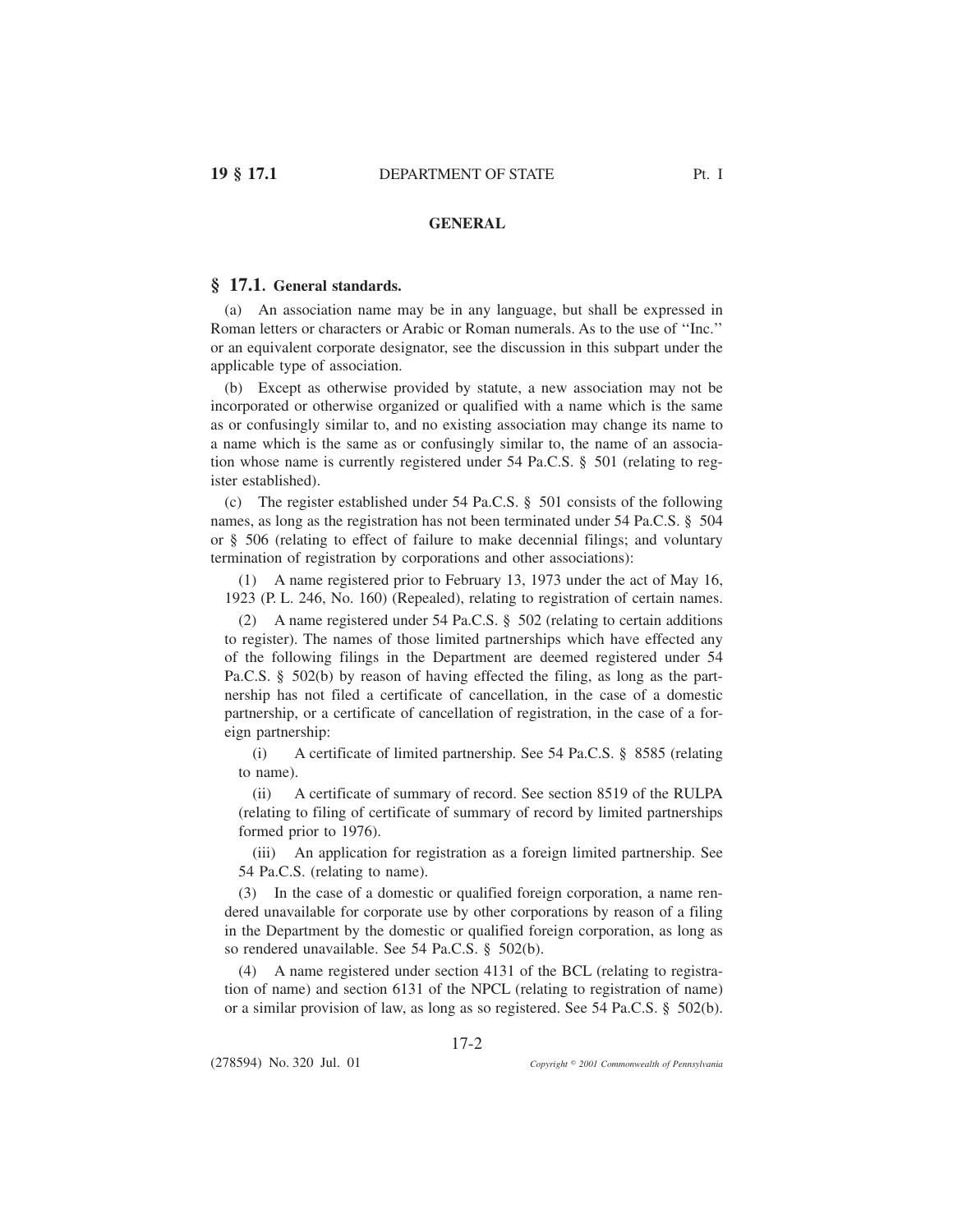## GENERAL

### § 17.1. General standards.

(a) An association name may be in any language, but shall be expressed in Roman letters or characters or Arabic or Roman numerals. As to the use of ''Inc.'' or an equivalent corporate designator, see the discussion in this subpart under the applicable type of association.

(b) Except as otherwise provided by statute, a new association may not be incorporated or otherwise organized or qualified with a name which is the same as or confusingly similar to, and no existing association may change its name to a name which is the same as or confusingly similar to, the name of an association whose name is currently registered under 54 Pa.C.S. § 501 (relating to register established).

(c) The register established under 54 Pa.C.S. § 501 consists of the following names, as long as the registration has not been terminated under 54 Pa.C.S. § 504 or § 506 (relating to effect of failure to make decennial filings; and voluntary termination of registration by corporations and other associations):

(1) A name registered prior to February 13, 1973 under the act of May 16, 1923 (P. L. 246, No. 160) (Repealed), relating to registration of certain names.

(2) A name registered under 54 Pa.C.S. § 502 (relating to certain additions to register). The names of those limited partnerships which have effected any of the following filings in the Department are deemed registered under 54 Pa.C.S. § 502(b) by reason of having effected the filing, as long as the partnership has not filed a certificate of cancellation, in the case of a domestic partnership, or a certificate of cancellation of registration, in the case of a foreign partnership:

(i) A certificate of limited partnership. See 54 Pa.C.S. § 8585 (relating to name).

(ii) A certificate of summary of record. See section 8519 of the RULPA (relating to filing of certificate of summary of record by limited partnerships formed prior to 1976).

(iii) An application for registration as a foreign limited partnership. See 54 Pa.C.S. (relating to name).

(3) In the case of a domestic or qualified foreign corporation, a name rendered unavailable for corporate use by other corporations by reason of a filing in the Department by the domestic or qualified foreign corporation, as long as so rendered unavailable. See 54 Pa.C.S. § 502(b).

(4) A name registered under section 4131 of the BCL (relating to registration of name) and section 6131 of the NPCL (relating to registration of name) or a similar provision of law, as long as so registered. See 54 Pa.C.S. § 502(b).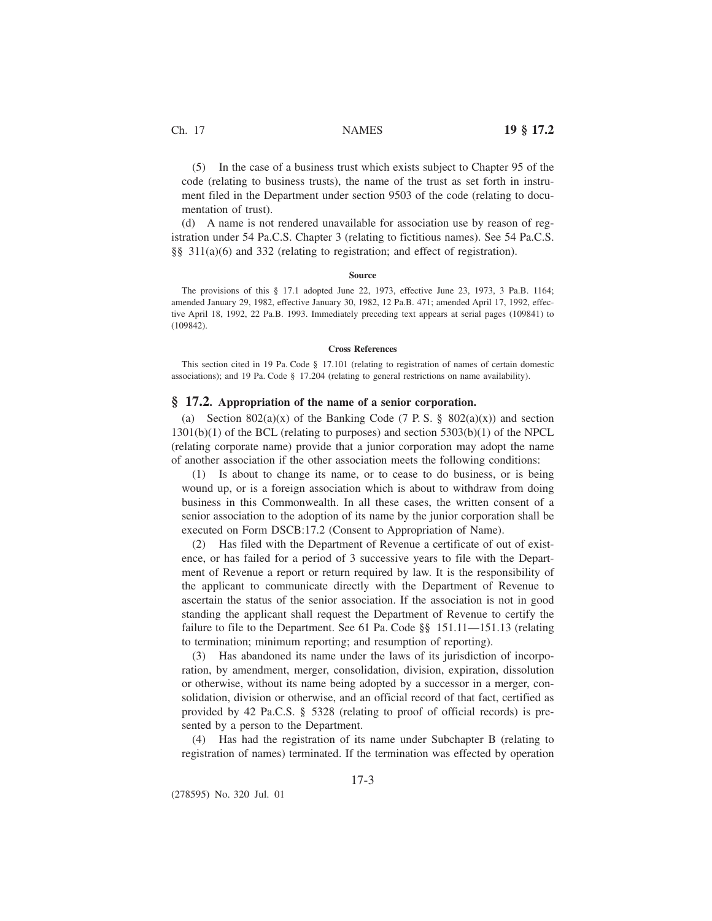(5) In the case of a business trust which exists subject to Chapter 95 of the code (relating to business trusts), the name of the trust as set forth in instrument filed in the Department under section 9503 of the code (relating to documentation of trust).

(d) A name is not rendered unavailable for association use by reason of registration under 54 Pa.C.S. Chapter 3 (relating to fictitious names). See 54 Pa.C.S. §§ 311(a)(6) and 332 (relating to registration; and effect of registration).

#### Source

The provisions of this § 17.1 adopted June 22, 1973, effective June 23, 1973, 3 Pa.B. 1164; amended January 29, 1982, effective January 30, 1982, 12 Pa.B. 471; amended April 17, 1992, effective April 18, 1992, 22 Pa.B. 1993. Immediately preceding text appears at serial pages (109841) to (109842).

#### Cross References

This section cited in 19 Pa. Code § 17.101 (relating to registration of names of certain domestic associations); and 19 Pa. Code § 17.204 (relating to general restrictions on name availability).

## § 17.2. Appropriation of the name of a senior corporation.

(a) Section 802(a)(x) of the Banking Code (7 P. S. § 802(a)(x)) and section 1301(b)(1) of the BCL (relating to purposes) and section 5303(b)(1) of the NPCL (relating corporate name) provide that a junior corporation may adopt the name of another association if the other association meets the following conditions:

(1) Is about to change its name, or to cease to do business, or is being wound up, or is a foreign association which is about to withdraw from doing business in this Commonwealth. In all these cases, the written consent of a senior association to the adoption of its name by the junior corporation shall be executed on Form DSCB:17.2 (Consent to Appropriation of Name).

(2) Has filed with the Department of Revenue a certificate of out of existence, or has failed for a period of 3 successive years to file with the Department of Revenue a report or return required by law. It is the responsibility of the applicant to communicate directly with the Department of Revenue to ascertain the status of the senior association. If the association is not in good standing the applicant shall request the Department of Revenue to certify the failure to file to the Department. See 61 Pa. Code §§ 151.11—151.13 (relating to termination; minimum reporting; and resumption of reporting).

(3) Has abandoned its name under the laws of its jurisdiction of incorporation, by amendment, merger, consolidation, division, expiration, dissolution or otherwise, without its name being adopted by a successor in a merger, consolidation, division or otherwise, and an official record of that fact, certified as provided by 42 Pa.C.S. § 5328 (relating to proof of official records) is presented by a person to the Department.

(4) Has had the registration of its name under Subchapter B (relating to registration of names) terminated. If the termination was effected by operation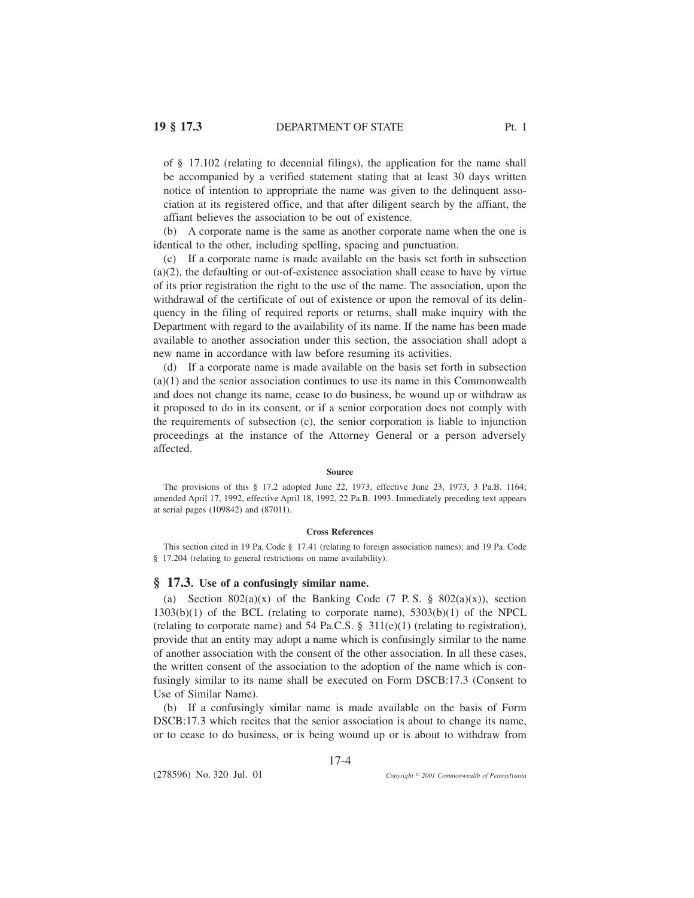of § 17.102 (relating to decennial filings), the application for the name shall be accompanied by a verified statement stating that at least 30 days written notice of intention to appropriate the name was given to the delinquent association at its registered office, and that after diligent search by the affiant, the affiant believes the association to be out of existence.

(b) A corporate name is the same as another corporate name when the one is identical to the other, including spelling, spacing and punctuation.

(c) If a corporate name is made available on the basis set forth in subsection (a)(2), the defaulting or out-of-existence association shall cease to have by virtue of its prior registration the right to the use of the name. The association, upon the withdrawal of the certificate of out of existence or upon the removal of its delinquency in the filing of required reports or returns, shall make inquiry with the Department with regard to the availability of its name. If the name has been made available to another association under this section, the association shall adopt a new name in accordance with law before resuming its activities.

(d) If a corporate name is made available on the basis set forth in subsection (a)(1) and the senior association continues to use its name in this Commonwealth and does not change its name, cease to do business, be wound up or withdraw as it proposed to do in its consent, or if a senior corporation does not comply with the requirements of subsection (c), the senior corporation is liable to injunction proceedings at the instance of the Attorney General or a person adversely affected.

**Source**

The provisions of this § 17.2 adopted June 22, 1973, effective June 23, 1973, 3 Pa.B. 1164; amended April 17, 1992, effective April 18, 1992, 22 Pa.B. 1993. Immediately preceding text appears at serial pages (109842) and (87011).

**Cross References**

This section cited in 19 Pa. Code § 17.41 (relating to foreign association names); and 19 Pa. Code § 17.204 (relating to general restrictions on name availability).

## § 17.3. Use of a confusingly similar name.

(a) Section 802(a)(x) of the Banking Code (7 P. S. § 802(a)(x)), section 1303(b)(1) of the BCL (relating to corporate name), 5303(b)(1) of the NPCL (relating to corporate name) and 54 Pa.C.S. § 311(e)(1) (relating to registration), provide that an entity may adopt a name which is confusingly similar to the name of another association with the consent of the other association. In all these cases, the written consent of the association to the adoption of the name which is confusingly similar to its name shall be executed on Form DSCB:17.3 (Consent to Use of Similar Name).

(b) If a confusingly similar name is made available on the basis of Form DSCB:17.3 which recites that the senior association is about to change its name, or to cease to do business, or is being wound up or is about to withdraw from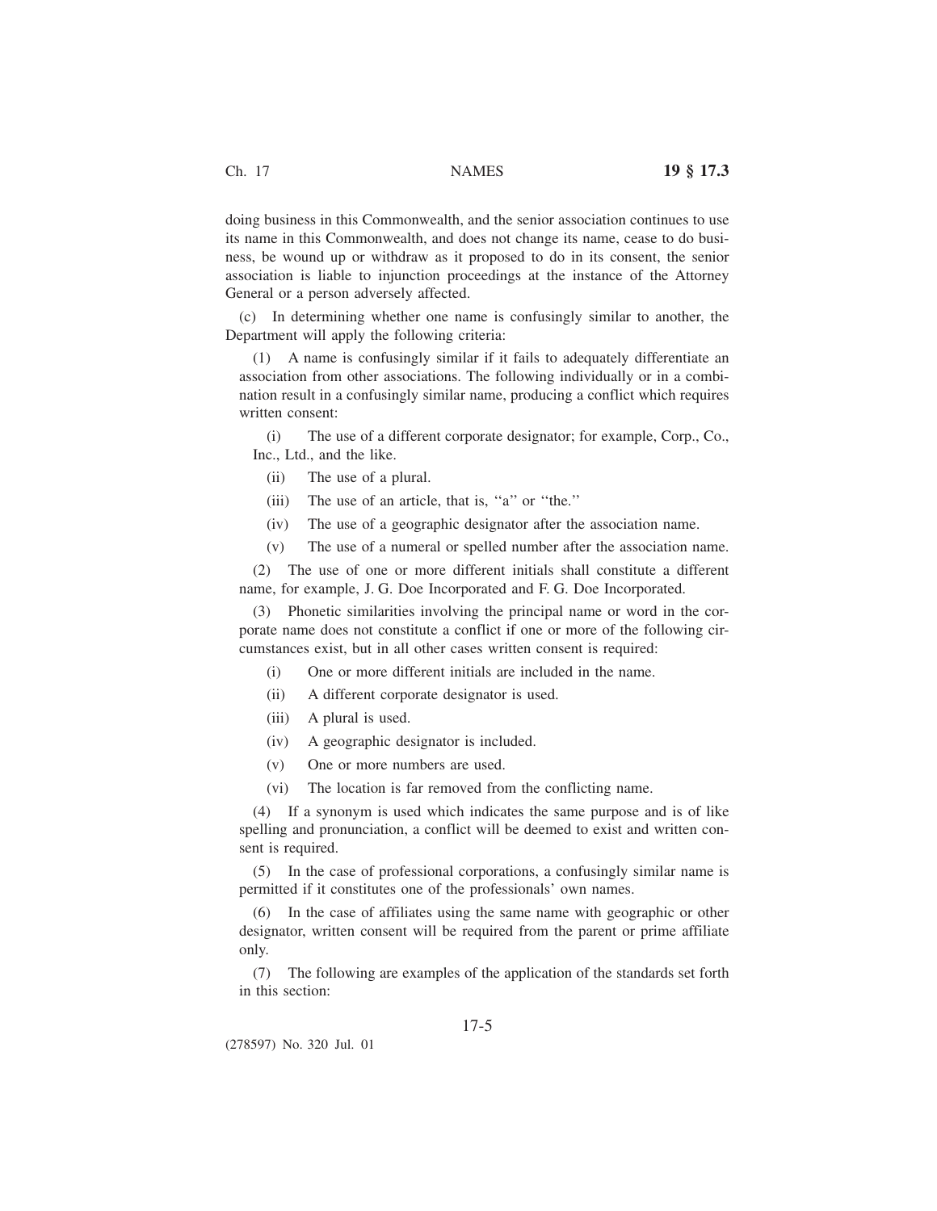doing business in this Commonwealth, and the senior association continues to use its name in this Commonwealth, and does not change its name, cease to do business, be wound up or withdraw as it proposed to do in its consent, the senior association is liable to injunction proceedings at the instance of the Attorney General or a person adversely affected.

(c) In determining whether one name is confusingly similar to another, the Department will apply the following criteria:

(1) A name is confusingly similar if it fails to adequately differentiate an association from other associations. The following individually or in a combination result in a confusingly similar name, producing a conflict which requires written consent:

(i) The use of a different corporate designator; for example, Corp., Co., Inc., Ltd., and the like.

(ii) The use of a plural.

(iii) The use of an article, that is, ''a'' or ''the.''

(iv) The use of a geographic designator after the association name.

(v) The use of a numeral or spelled number after the association name.

(2) The use of one or more different initials shall constitute a different name, for example, J. G. Doe Incorporated and F. G. Doe Incorporated.

(3) Phonetic similarities involving the principal name or word in the corporate name does not constitute a conflict if one or more of the following circumstances exist, but in all other cases written consent is required:

(i) One or more different initials are included in the name.

(ii) A different corporate designator is used.

(iii) A plural is used.

(iv) A geographic designator is included.

(v) One or more numbers are used.

(vi) The location is far removed from the conflicting name.

(4) If a synonym is used which indicates the same purpose and is of like spelling and pronunciation, a conflict will be deemed to exist and written consent is required.

(5) In the case of professional corporations, a confusingly similar name is permitted if it constitutes one of the professionals' own names.

(6) In the case of affiliates using the same name with geographic or other designator, written consent will be required from the parent or prime affiliate only.

(7) The following are examples of the application of the standards set forth in this section: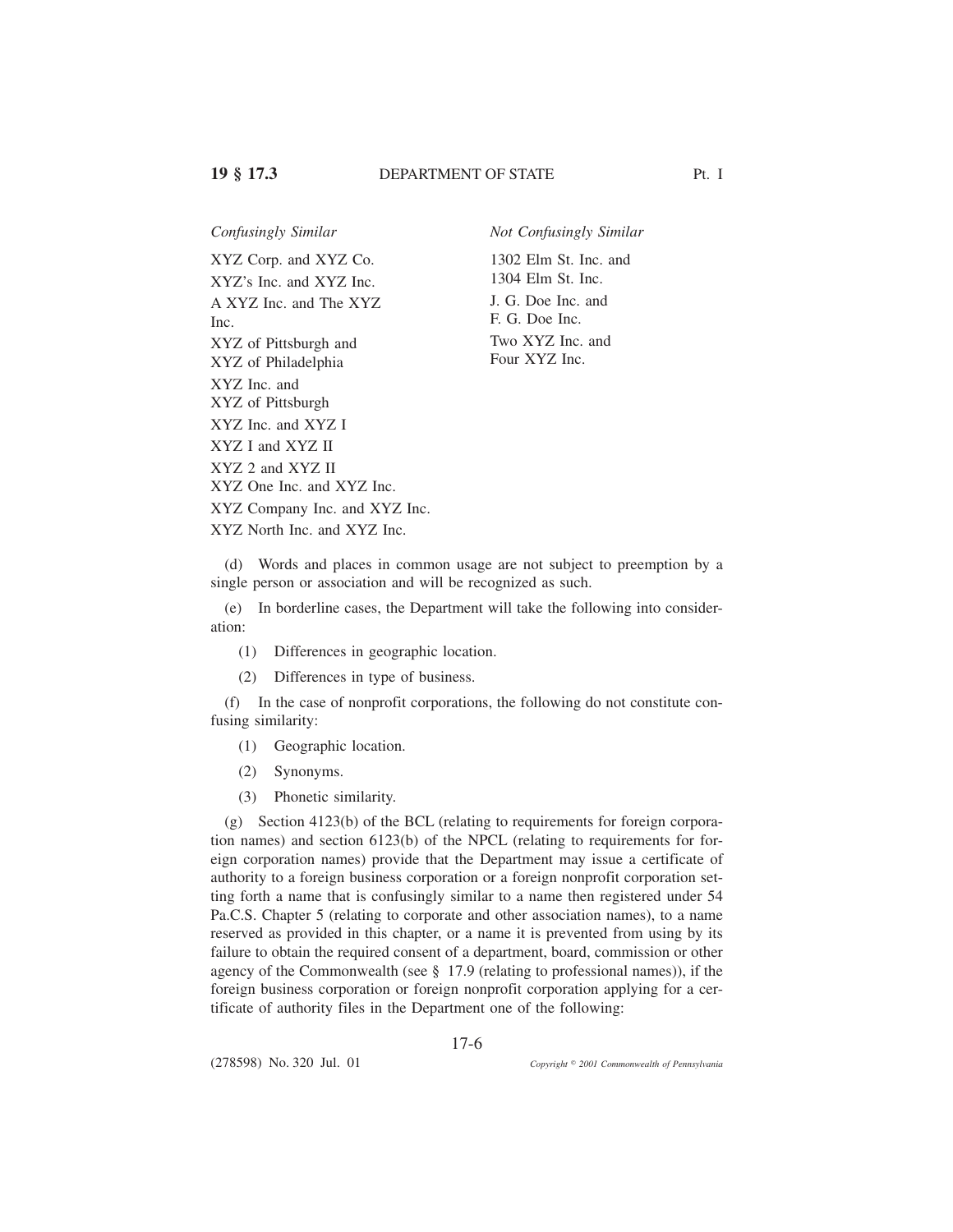| *Confusingly Similar* | *Not Confusingly Similar* |
| --- | --- |
| XYZ Corp. and XYZ Co. | 1302 Elm St. Inc. and 1304 Elm St. Inc. |
| XYZ's Inc. and XYZ Inc. | J. G. Doe Inc. and F. G. Doe Inc. |
| A XYZ Inc. and The XYZ Inc. | Two XYZ Inc. and Four XYZ Inc. |
| XYZ of Pittsburgh and XYZ of Philadelphia | |
| XYZ Inc. and XYZ of Pittsburgh | |
| XYZ Inc. and XYZ I | |
| XYZ I and XYZ II | |
| XYZ 2 and XYZ II | |
| XYZ One Inc. and XYZ Inc. | |
| XYZ Company Inc. and XYZ Inc. | |
| XYZ North Inc. and XYZ Inc. | |

(d) Words and places in common usage are not subject to preemption by a single person or association and will be recognized as such.

(e) In borderline cases, the Department will take the following into consideration:

(1) Differences in geographic location.

(2) Differences in type of business.

(f) In the case of nonprofit corporations, the following do not constitute confusing similarity:

(1) Geographic location.

(2) Synonyms.

(3) Phonetic similarity.

(g) Section 4123(b) of the BCL (relating to requirements for foreign corporation names) and section 6123(b) of the NPCL (relating to requirements for foreign corporation names) provide that the Department may issue a certificate of authority to a foreign business corporation or a foreign nonprofit corporation setting forth a name that is confusingly similar to a name then registered under 54 Pa.C.S. Chapter 5 (relating to corporate and other association names), to a name reserved as provided in this chapter, or a name it is prevented from using by its failure to obtain the required consent of a department, board, commission or other agency of the Commonwealth (see § 17.9 (relating to professional names)), if the foreign business corporation or foreign nonprofit corporation applying for a certificate of authority files in the Department one of the following: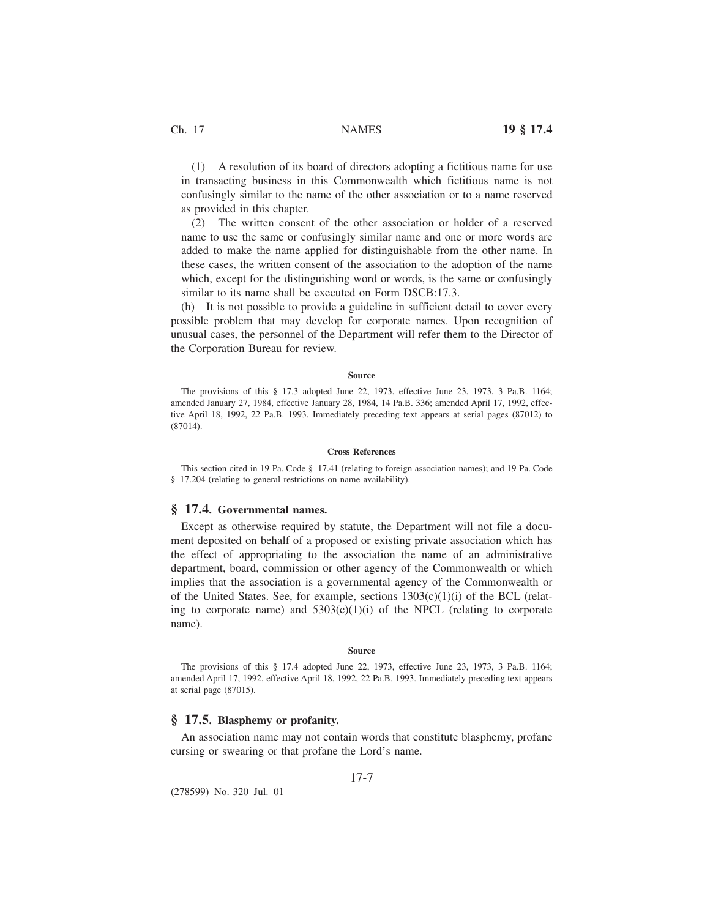(1) A resolution of its board of directors adopting a fictitious name for use in transacting business in this Commonwealth which fictitious name is not confusingly similar to the name of the other association or to a name reserved as provided in this chapter.

(2) The written consent of the other association or holder of a reserved name to use the same or confusingly similar name and one or more words are added to make the name applied for distinguishable from the other name. In these cases, the written consent of the association to the adoption of the name which, except for the distinguishing word or words, is the same or confusingly similar to its name shall be executed on Form DSCB:17.3.

(h) It is not possible to provide a guideline in sufficient detail to cover every possible problem that may develop for corporate names. Upon recognition of unusual cases, the personnel of the Department will refer them to the Director of the Corporation Bureau for review.

**Source**

The provisions of this § 17.3 adopted June 22, 1973, effective June 23, 1973, 3 Pa.B. 1164; amended January 27, 1984, effective January 28, 1984, 14 Pa.B. 336; amended April 17, 1992, effective April 18, 1992, 22 Pa.B. 1993. Immediately preceding text appears at serial pages (87012) to (87014).

**Cross References**

This section cited in 19 Pa. Code § 17.41 (relating to foreign association names); and 19 Pa. Code § 17.204 (relating to general restrictions on name availability).

## § 17.4. Governmental names.

Except as otherwise required by statute, the Department will not file a document deposited on behalf of a proposed or existing private association which has the effect of appropriating to the association the name of an administrative department, board, commission or other agency of the Commonwealth or which implies that the association is a governmental agency of the Commonwealth or of the United States. See, for example, sections 1303(c)(1)(i) of the BCL (relating to corporate name) and 5303(c)(1)(i) of the NPCL (relating to corporate name).

**Source**

The provisions of this § 17.4 adopted June 22, 1973, effective June 23, 1973, 3 Pa.B. 1164; amended April 17, 1992, effective April 18, 1992, 22 Pa.B. 1993. Immediately preceding text appears at serial page (87015).

## § 17.5. Blasphemy or profanity.

An association name may not contain words that constitute blasphemy, profane cursing or swearing or that profane the Lord's name.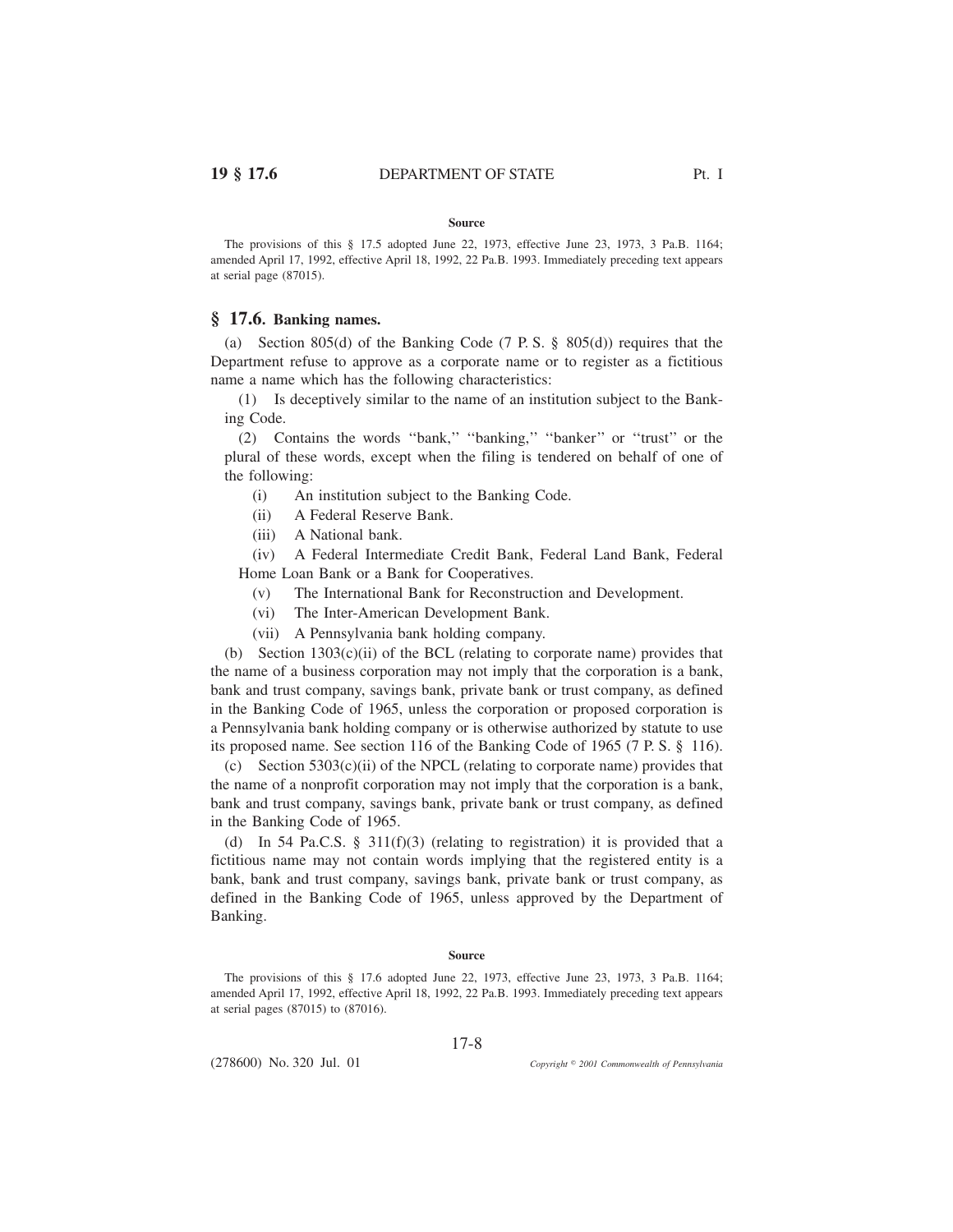#### Source

The provisions of this § 17.5 adopted June 22, 1973, effective June 23, 1973, 3 Pa.B. 1164; amended April 17, 1992, effective April 18, 1992, 22 Pa.B. 1993. Immediately preceding text appears at serial page (87015).

## § 17.6. Banking names.

(a) Section 805(d) of the Banking Code (7 P. S. § 805(d)) requires that the Department refuse to approve as a corporate name or to register as a fictitious name a name which has the following characteristics:

(1) Is deceptively similar to the name of an institution subject to the Banking Code.

(2) Contains the words ''bank,'' ''banking,'' ''banker'' or ''trust'' or the plural of these words, except when the filing is tendered on behalf of one of the following:

(i) An institution subject to the Banking Code.

(ii) A Federal Reserve Bank.

(iii) A National bank.

(iv) A Federal Intermediate Credit Bank, Federal Land Bank, Federal Home Loan Bank or a Bank for Cooperatives.

(v) The International Bank for Reconstruction and Development.

(vi) The Inter-American Development Bank.

(vii) A Pennsylvania bank holding company.

(b) Section 1303(c)(ii) of the BCL (relating to corporate name) provides that the name of a business corporation may not imply that the corporation is a bank, bank and trust company, savings bank, private bank or trust company, as defined in the Banking Code of 1965, unless the corporation or proposed corporation is a Pennsylvania bank holding company or is otherwise authorized by statute to use its proposed name. See section 116 of the Banking Code of 1965 (7 P. S. § 116).

(c) Section 5303(c)(ii) of the NPCL (relating to corporate name) provides that the name of a nonprofit corporation may not imply that the corporation is a bank, bank and trust company, savings bank, private bank or trust company, as defined in the Banking Code of 1965.

(d) In 54 Pa.C.S. § 311(f)(3) (relating to registration) it is provided that a fictitious name may not contain words implying that the registered entity is a bank, bank and trust company, savings bank, private bank or trust company, as defined in the Banking Code of 1965, unless approved by the Department of Banking.

#### Source

The provisions of this § 17.6 adopted June 22, 1973, effective June 23, 1973, 3 Pa.B. 1164; amended April 17, 1992, effective April 18, 1992, 22 Pa.B. 1993. Immediately preceding text appears at serial pages (87015) to (87016).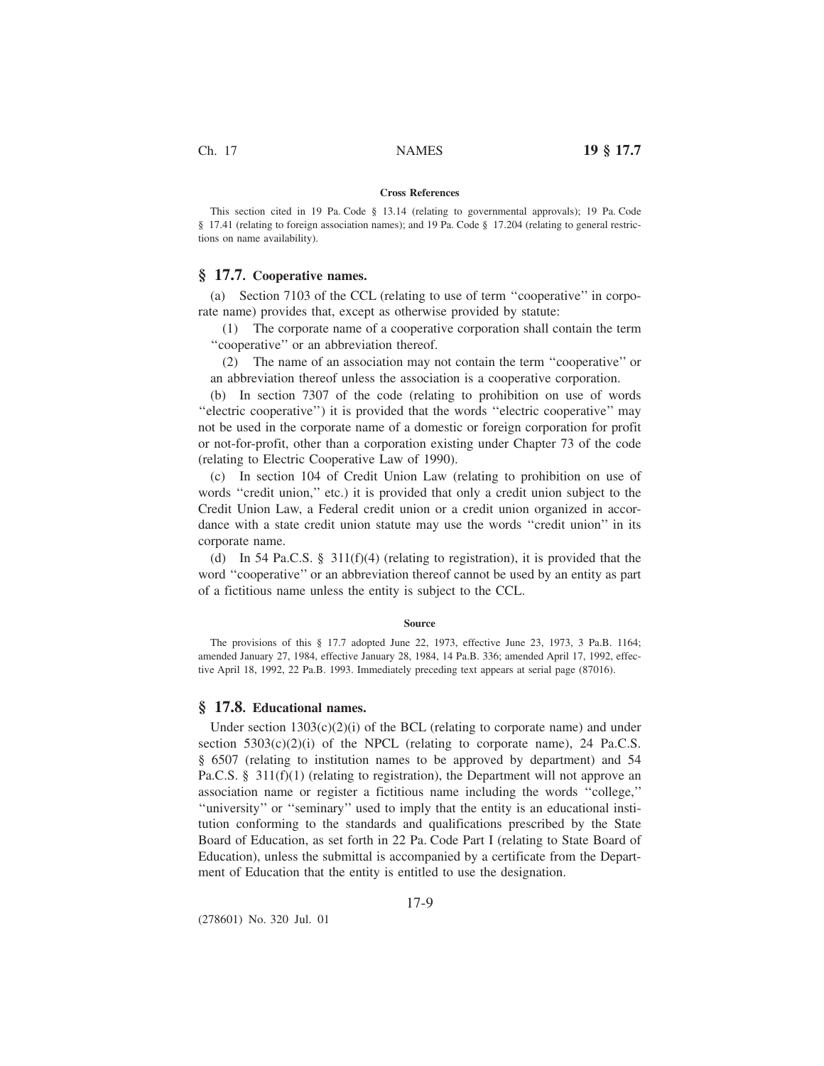**Cross References**

This section cited in 19 Pa. Code § 13.14 (relating to governmental approvals); 19 Pa. Code § 17.41 (relating to foreign association names); and 19 Pa. Code § 17.204 (relating to general restrictions on name availability).

## § 17.7. Cooperative names.

(a) Section 7103 of the CCL (relating to use of term ''cooperative'' in corporate name) provides that, except as otherwise provided by statute:

(1) The corporate name of a cooperative corporation shall contain the term ''cooperative'' or an abbreviation thereof.

(2) The name of an association may not contain the term ''cooperative'' or an abbreviation thereof unless the association is a cooperative corporation.

(b) In section 7307 of the code (relating to prohibition on use of words ''electric cooperative'') it is provided that the words ''electric cooperative'' may not be used in the corporate name of a domestic or foreign corporation for profit or not-for-profit, other than a corporation existing under Chapter 73 of the code (relating to Electric Cooperative Law of 1990).

(c) In section 104 of Credit Union Law (relating to prohibition on use of words ''credit union,'' etc.) it is provided that only a credit union subject to the Credit Union Law, a Federal credit union or a credit union organized in accordance with a state credit union statute may use the words ''credit union'' in its corporate name.

(d) In 54 Pa.C.S. § 311(f)(4) (relating to registration), it is provided that the word ''cooperative'' or an abbreviation thereof cannot be used by an entity as part of a fictitious name unless the entity is subject to the CCL.

**Source**

The provisions of this § 17.7 adopted June 22, 1973, effective June 23, 1973, 3 Pa.B. 1164; amended January 27, 1984, effective January 28, 1984, 14 Pa.B. 336; amended April 17, 1992, effective April 18, 1992, 22 Pa.B. 1993. Immediately preceding text appears at serial page (87016).

## § 17.8. Educational names.

Under section 1303(c)(2)(i) of the BCL (relating to corporate name) and under section 5303(c)(2)(i) of the NPCL (relating to corporate name), 24 Pa.C.S. § 6507 (relating to institution names to be approved by department) and 54 Pa.C.S. § 311(f)(1) (relating to registration), the Department will not approve an association name or register a fictitious name including the words ''college,'' ''university'' or ''seminary'' used to imply that the entity is an educational institution conforming to the standards and qualifications prescribed by the State Board of Education, as set forth in 22 Pa. Code Part I (relating to State Board of Education), unless the submittal is accompanied by a certificate from the Department of Education that the entity is entitled to use the designation.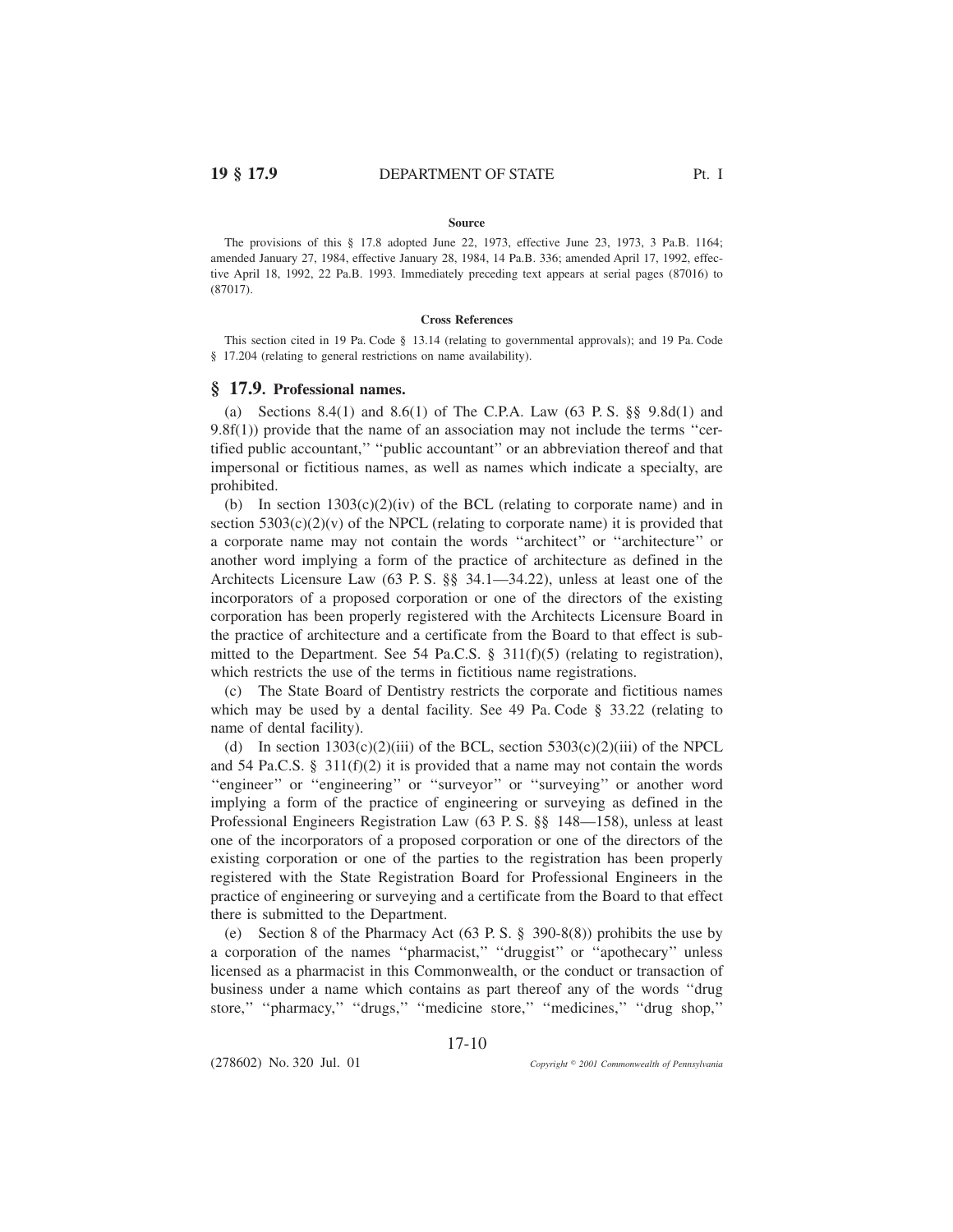#### Source

The provisions of this § 17.8 adopted June 22, 1973, effective June 23, 1973, 3 Pa.B. 1164; amended January 27, 1984, effective January 28, 1984, 14 Pa.B. 336; amended April 17, 1992, effective April 18, 1992, 22 Pa.B. 1993. Immediately preceding text appears at serial pages (87016) to (87017).

#### Cross References

This section cited in 19 Pa. Code § 13.14 (relating to governmental approvals); and 19 Pa. Code § 17.204 (relating to general restrictions on name availability).

## § 17.9. Professional names.

(a) Sections 8.4(1) and 8.6(1) of The C.P.A. Law (63 P. S. §§ 9.8d(1) and 9.8f(1)) provide that the name of an association may not include the terms ''certified public accountant,'' ''public accountant'' or an abbreviation thereof and that impersonal or fictitious names, as well as names which indicate a specialty, are prohibited.

(b) In section 1303(c)(2)(iv) of the BCL (relating to corporate name) and in section 5303(c)(2)(v) of the NPCL (relating to corporate name) it is provided that a corporate name may not contain the words ''architect'' or ''architecture'' or another word implying a form of the practice of architecture as defined in the Architects Licensure Law (63 P. S. §§ 34.1—34.22), unless at least one of the incorporators of a proposed corporation or one of the directors of the existing corporation has been properly registered with the Architects Licensure Board in the practice of architecture and a certificate from the Board to that effect is submitted to the Department. See 54 Pa.C.S. § 311(f)(5) (relating to registration), which restricts the use of the terms in fictitious name registrations.

(c) The State Board of Dentistry restricts the corporate and fictitious names which may be used by a dental facility. See 49 Pa. Code § 33.22 (relating to name of dental facility).

(d) In section 1303(c)(2)(iii) of the BCL, section 5303(c)(2)(iii) of the NPCL and 54 Pa.C.S. § 311(f)(2) it is provided that a name may not contain the words ''engineer'' or ''engineering'' or ''surveyor'' or ''surveying'' or another word implying a form of the practice of engineering or surveying as defined in the Professional Engineers Registration Law (63 P. S. §§ 148—158), unless at least one of the incorporators of a proposed corporation or one of the directors of the existing corporation or one of the parties to the registration has been properly registered with the State Registration Board for Professional Engineers in the practice of engineering or surveying and a certificate from the Board to that effect there is submitted to the Department.

(e) Section 8 of the Pharmacy Act (63 P. S. § 390-8(8)) prohibits the use by a corporation of the names ''pharmacist,'' ''druggist'' or ''apothecary'' unless licensed as a pharmacist in this Commonwealth, or the conduct or transaction of business under a name which contains as part thereof any of the words ''drug store,'' ''pharmacy,'' ''drugs,'' ''medicine store,'' ''medicines,'' ''drug shop,''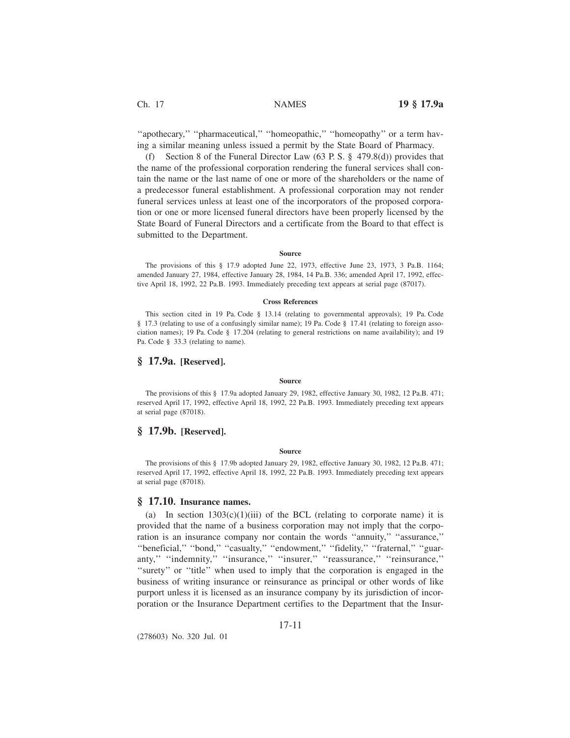''apothecary,'' ''pharmaceutical,'' ''homeopathic,'' ''homeopathy'' or a term having a similar meaning unless issued a permit by the State Board of Pharmacy.

(f) Section 8 of the Funeral Director Law (63 P. S. § 479.8(d)) provides that the name of the professional corporation rendering the funeral services shall contain the name or the last name of one or more of the shareholders or the name of a predecessor funeral establishment. A professional corporation may not render funeral services unless at least one of the incorporators of the proposed corporation or one or more licensed funeral directors have been properly licensed by the State Board of Funeral Directors and a certificate from the Board to that effect is submitted to the Department.

#### Source

The provisions of this § 17.9 adopted June 22, 1973, effective June 23, 1973, 3 Pa.B. 1164; amended January 27, 1984, effective January 28, 1984, 14 Pa.B. 336; amended April 17, 1992, effective April 18, 1992, 22 Pa.B. 1993. Immediately preceding text appears at serial page (87017).

#### Cross References

This section cited in 19 Pa. Code § 13.14 (relating to governmental approvals); 19 Pa. Code § 17.3 (relating to use of a confusingly similar name); 19 Pa. Code § 17.41 (relating to foreign association names); 19 Pa. Code § 17.204 (relating to general restrictions on name availability); and 19 Pa. Code § 33.3 (relating to name).

## § 17.9a. [Reserved].

#### Source

The provisions of this § 17.9a adopted January 29, 1982, effective January 30, 1982, 12 Pa.B. 471; reserved April 17, 1992, effective April 18, 1992, 22 Pa.B. 1993. Immediately preceding text appears at serial page (87018).

## § 17.9b. [Reserved].

#### Source

The provisions of this § 17.9b adopted January 29, 1982, effective January 30, 1982, 12 Pa.B. 471; reserved April 17, 1992, effective April 18, 1992, 22 Pa.B. 1993. Immediately preceding text appears at serial page (87018).

## § 17.10. Insurance names.

(a) In section 1303(c)(1)(iii) of the BCL (relating to corporate name) it is provided that the name of a business corporation may not imply that the corporation is an insurance company nor contain the words ''annuity,'' ''assurance,'' ''beneficial,'' ''bond,'' ''casualty,'' ''endowment,'' ''fidelity,'' ''fraternal,'' ''guaranty,'' ''indemnity,'' ''insurance,'' ''insurer,'' ''reassurance,'' ''reinsurance,'' ''surety'' or ''title'' when used to imply that the corporation is engaged in the business of writing insurance or reinsurance as principal or other words of like purport unless it is licensed as an insurance company by its jurisdiction of incorporation or the Insurance Department certifies to the Department that the Insur-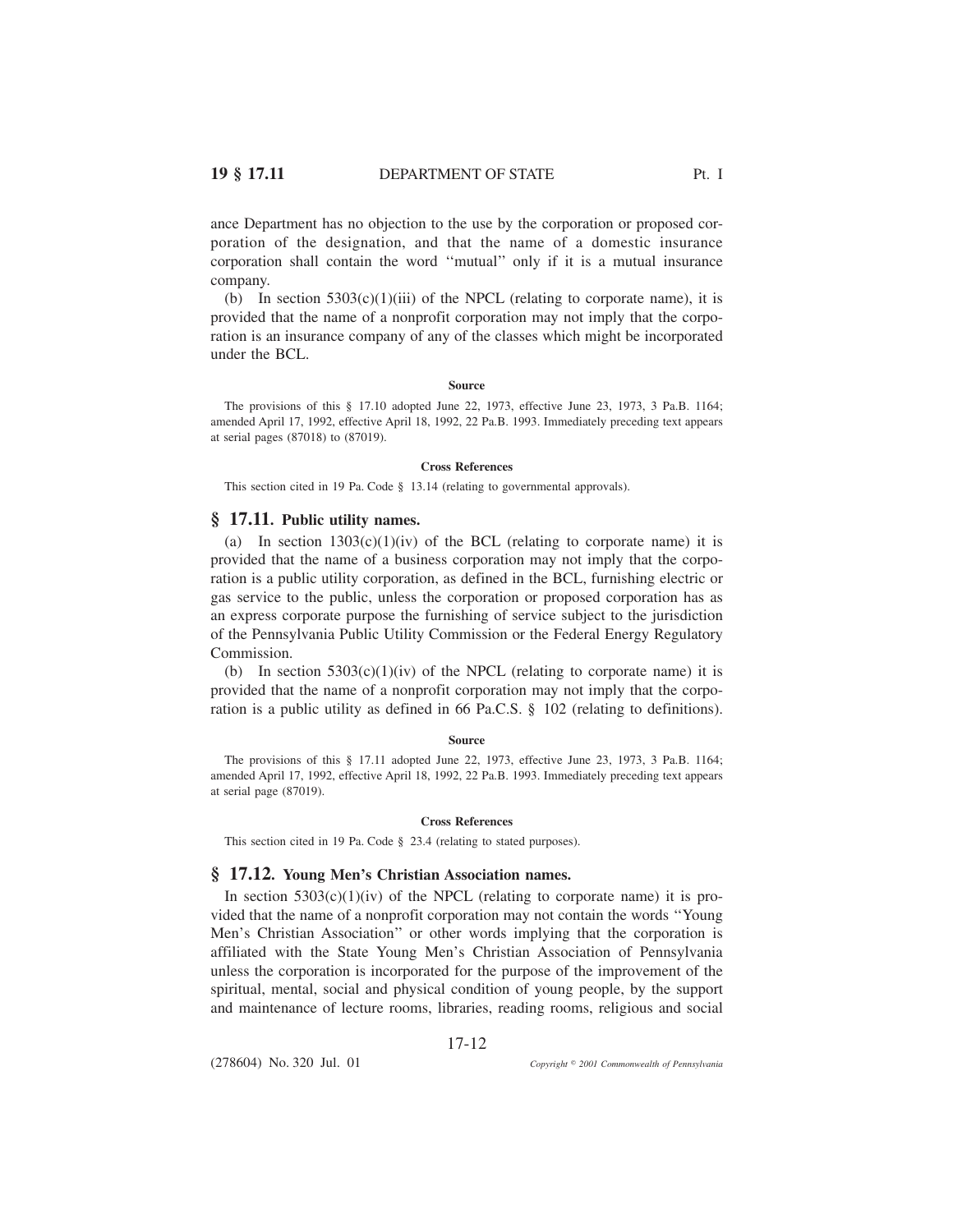ance Department has no objection to the use by the corporation or proposed corporation of the designation, and that the name of a domestic insurance corporation shall contain the word ''mutual'' only if it is a mutual insurance company.

(b) In section 5303(c)(1)(iii) of the NPCL (relating to corporate name), it is provided that the name of a nonprofit corporation may not imply that the corporation is an insurance company of any of the classes which might be incorporated under the BCL.

**Source**

The provisions of this § 17.10 adopted June 22, 1973, effective June 23, 1973, 3 Pa.B. 1164; amended April 17, 1992, effective April 18, 1992, 22 Pa.B. 1993. Immediately preceding text appears at serial pages (87018) to (87019).

**Cross References**

This section cited in 19 Pa. Code § 13.14 (relating to governmental approvals).

## § 17.11. Public utility names.

(a) In section 1303(c)(1)(iv) of the BCL (relating to corporate name) it is provided that the name of a business corporation may not imply that the corporation is a public utility corporation, as defined in the BCL, furnishing electric or gas service to the public, unless the corporation or proposed corporation has as an express corporate purpose the furnishing of service subject to the jurisdiction of the Pennsylvania Public Utility Commission or the Federal Energy Regulatory Commission.

(b) In section 5303(c)(1)(iv) of the NPCL (relating to corporate name) it is provided that the name of a nonprofit corporation may not imply that the corporation is a public utility as defined in 66 Pa.C.S. § 102 (relating to definitions).

**Source**

The provisions of this § 17.11 adopted June 22, 1973, effective June 23, 1973, 3 Pa.B. 1164; amended April 17, 1992, effective April 18, 1992, 22 Pa.B. 1993. Immediately preceding text appears at serial page (87019).

**Cross References**

This section cited in 19 Pa. Code § 23.4 (relating to stated purposes).

## § 17.12. Young Men's Christian Association names.

In section 5303(c)(1)(iv) of the NPCL (relating to corporate name) it is provided that the name of a nonprofit corporation may not contain the words ''Young Men's Christian Association'' or other words implying that the corporation is affiliated with the State Young Men's Christian Association of Pennsylvania unless the corporation is incorporated for the purpose of the improvement of the spiritual, mental, social and physical condition of young people, by the support and maintenance of lecture rooms, libraries, reading rooms, religious and social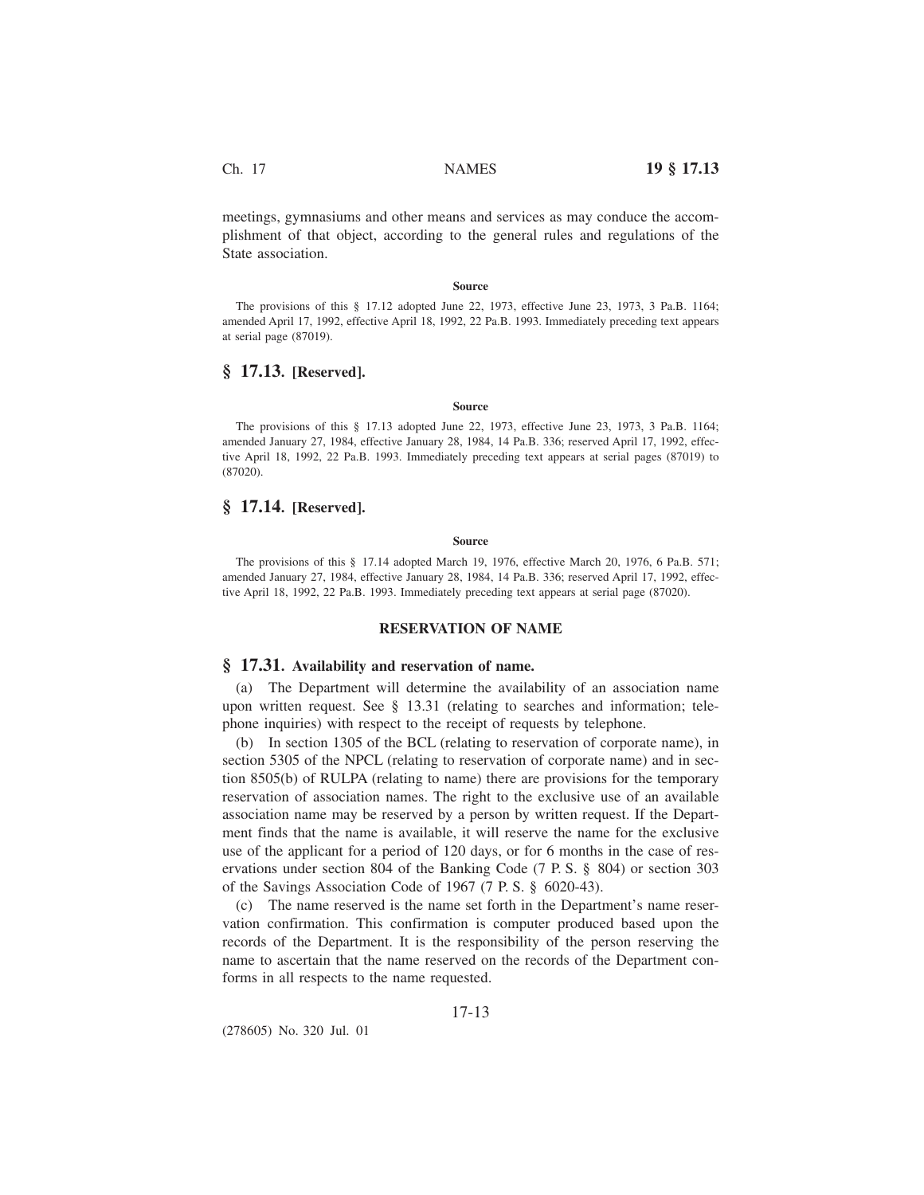meetings, gymnasiums and other means and services as may conduce the accomplishment of that object, according to the general rules and regulations of the State association.

**Source**

The provisions of this § 17.12 adopted June 22, 1973, effective June 23, 1973, 3 Pa.B. 1164; amended April 17, 1992, effective April 18, 1992, 22 Pa.B. 1993. Immediately preceding text appears at serial page (87019).

## § 17.13. [Reserved].

**Source**

The provisions of this § 17.13 adopted June 22, 1973, effective June 23, 1973, 3 Pa.B. 1164; amended January 27, 1984, effective January 28, 1984, 14 Pa.B. 336; reserved April 17, 1992, effective April 18, 1992, 22 Pa.B. 1993. Immediately preceding text appears at serial pages (87019) to (87020).

## § 17.14. [Reserved].

**Source**

The provisions of this § 17.14 adopted March 19, 1976, effective March 20, 1976, 6 Pa.B. 571; amended January 27, 1984, effective January 28, 1984, 14 Pa.B. 336; reserved April 17, 1992, effective April 18, 1992, 22 Pa.B. 1993. Immediately preceding text appears at serial page (87020).

### RESERVATION OF NAME

## § 17.31. Availability and reservation of name.

(a) The Department will determine the availability of an association name upon written request. See § 13.31 (relating to searches and information; telephone inquiries) with respect to the receipt of requests by telephone.

(b) In section 1305 of the BCL (relating to reservation of corporate name), in section 5305 of the NPCL (relating to reservation of corporate name) and in section 8505(b) of RULPA (relating to name) there are provisions for the temporary reservation of association names. The right to the exclusive use of an available association name may be reserved by a person by written request. If the Department finds that the name is available, it will reserve the name for the exclusive use of the applicant for a period of 120 days, or for 6 months in the case of reservations under section 804 of the Banking Code (7 P. S. § 804) or section 303 of the Savings Association Code of 1967 (7 P. S. § 6020-43).

(c) The name reserved is the name set forth in the Department's name reservation confirmation. This confirmation is computer produced based upon the records of the Department. It is the responsibility of the person reserving the name to ascertain that the name reserved on the records of the Department conforms in all respects to the name requested.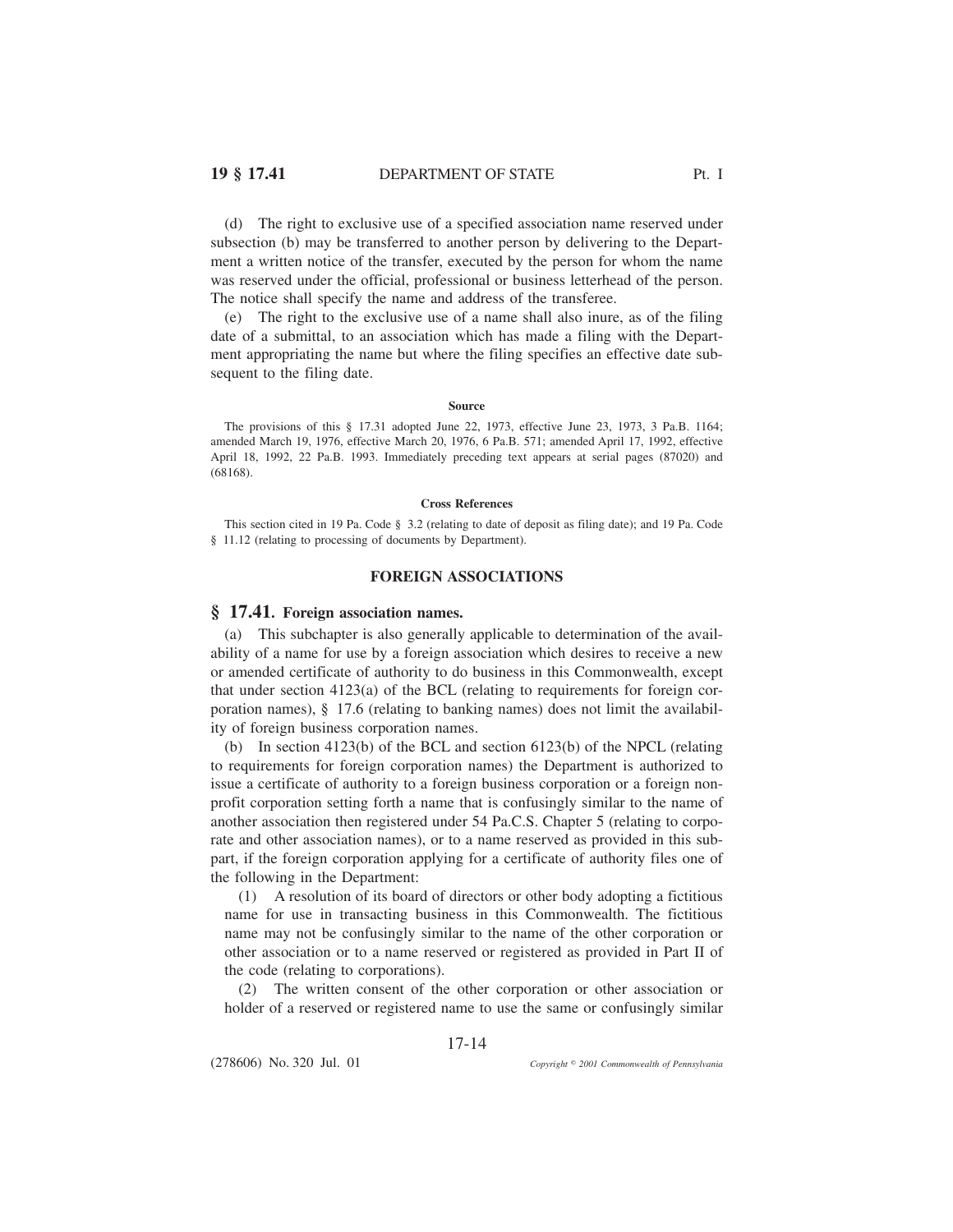(d) The right to exclusive use of a specified association name reserved under subsection (b) may be transferred to another person by delivering to the Department a written notice of the transfer, executed by the person for whom the name was reserved under the official, professional or business letterhead of the person. The notice shall specify the name and address of the transferee.

(e) The right to the exclusive use of a name shall also inure, as of the filing date of a submittal, to an association which has made a filing with the Department appropriating the name but where the filing specifies an effective date subsequent to the filing date.

#### Source

The provisions of this § 17.31 adopted June 22, 1973, effective June 23, 1973, 3 Pa.B. 1164; amended March 19, 1976, effective March 20, 1976, 6 Pa.B. 571; amended April 17, 1992, effective April 18, 1992, 22 Pa.B. 1993. Immediately preceding text appears at serial pages (87020) and (68168).

#### Cross References

This section cited in 19 Pa. Code § 3.2 (relating to date of deposit as filing date); and 19 Pa. Code § 11.12 (relating to processing of documents by Department).

## FOREIGN ASSOCIATIONS

### § 17.41. Foreign association names.

(a) This subchapter is also generally applicable to determination of the availability of a name for use by a foreign association which desires to receive a new or amended certificate of authority to do business in this Commonwealth, except that under section 4123(a) of the BCL (relating to requirements for foreign corporation names), § 17.6 (relating to banking names) does not limit the availability of foreign business corporation names.

(b) In section 4123(b) of the BCL and section 6123(b) of the NPCL (relating to requirements for foreign corporation names) the Department is authorized to issue a certificate of authority to a foreign business corporation or a foreign nonprofit corporation setting forth a name that is confusingly similar to the name of another association then registered under 54 Pa.C.S. Chapter 5 (relating to corporate and other association names), or to a name reserved as provided in this subpart, if the foreign corporation applying for a certificate of authority files one of the following in the Department:

(1) A resolution of its board of directors or other body adopting a fictitious name for use in transacting business in this Commonwealth. The fictitious name may not be confusingly similar to the name of the other corporation or other association or to a name reserved or registered as provided in Part II of the code (relating to corporations).

(2) The written consent of the other corporation or other association or holder of a reserved or registered name to use the same or confusingly similar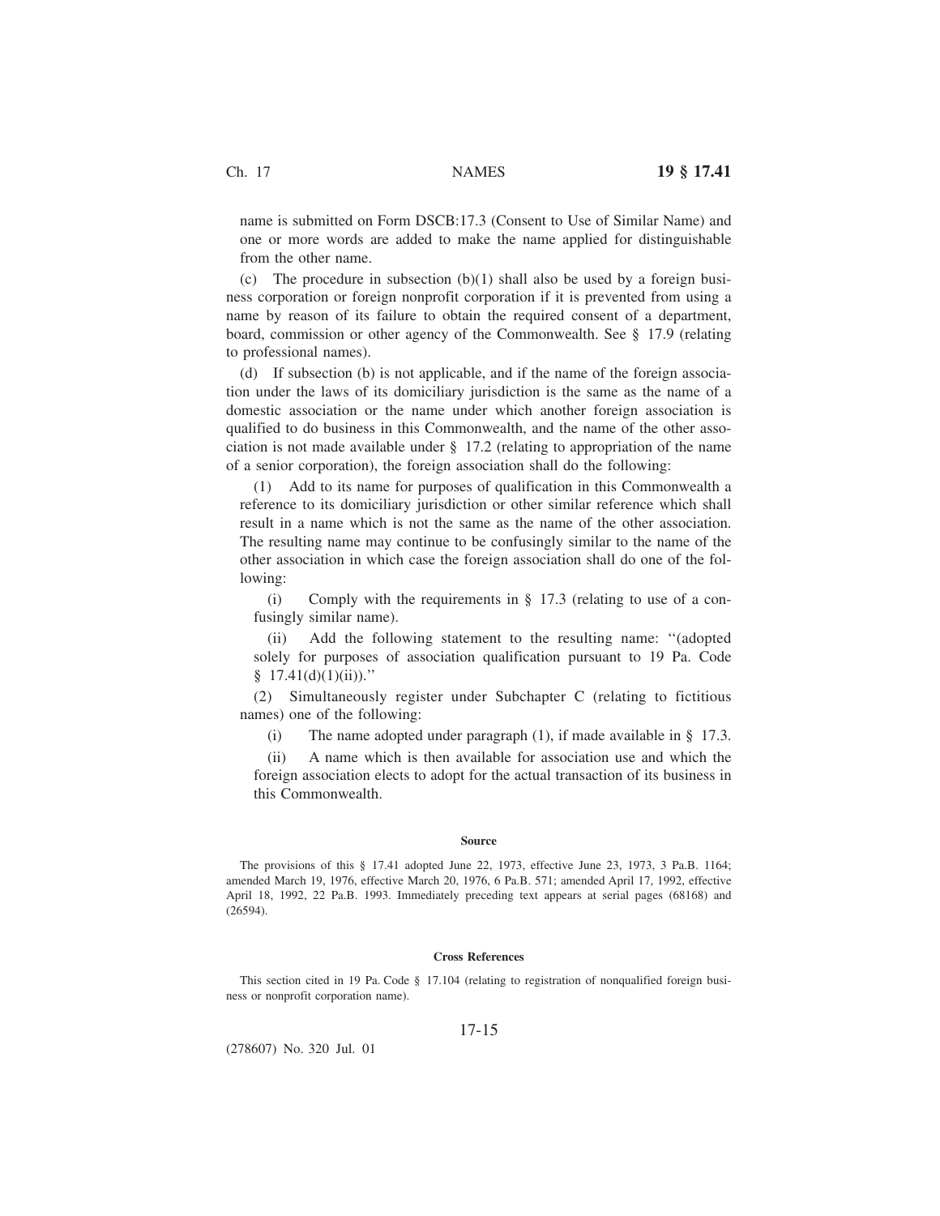name is submitted on Form DSCB:17.3 (Consent to Use of Similar Name) and one or more words are added to make the name applied for distinguishable from the other name.

(c) The procedure in subsection (b)(1) shall also be used by a foreign business corporation or foreign nonprofit corporation if it is prevented from using a name by reason of its failure to obtain the required consent of a department, board, commission or other agency of the Commonwealth. See § 17.9 (relating to professional names).

(d) If subsection (b) is not applicable, and if the name of the foreign association under the laws of its domiciliary jurisdiction is the same as the name of a domestic association or the name under which another foreign association is qualified to do business in this Commonwealth, and the name of the other association is not made available under § 17.2 (relating to appropriation of the name of a senior corporation), the foreign association shall do the following:

(1) Add to its name for purposes of qualification in this Commonwealth a reference to its domiciliary jurisdiction or other similar reference which shall result in a name which is not the same as the name of the other association. The resulting name may continue to be confusingly similar to the name of the other association in which case the foreign association shall do one of the following:

(i) Comply with the requirements in § 17.3 (relating to use of a confusingly similar name).

(ii) Add the following statement to the resulting name: ''(adopted solely for purposes of association qualification pursuant to 19 Pa. Code § 17.41(d)(1)(ii)).''

(2) Simultaneously register under Subchapter C (relating to fictitious names) one of the following:

(i) The name adopted under paragraph (1), if made available in § 17.3.

(ii) A name which is then available for association use and which the foreign association elects to adopt for the actual transaction of its business in this Commonwealth.

#### Source

The provisions of this § 17.41 adopted June 22, 1973, effective June 23, 1973, 3 Pa.B. 1164; amended March 19, 1976, effective March 20, 1976, 6 Pa.B. 571; amended April 17, 1992, effective April 18, 1992, 22 Pa.B. 1993. Immediately preceding text appears at serial pages (68168) and (26594).

#### Cross References

This section cited in 19 Pa. Code § 17.104 (relating to registration of nonqualified foreign business or nonprofit corporation name).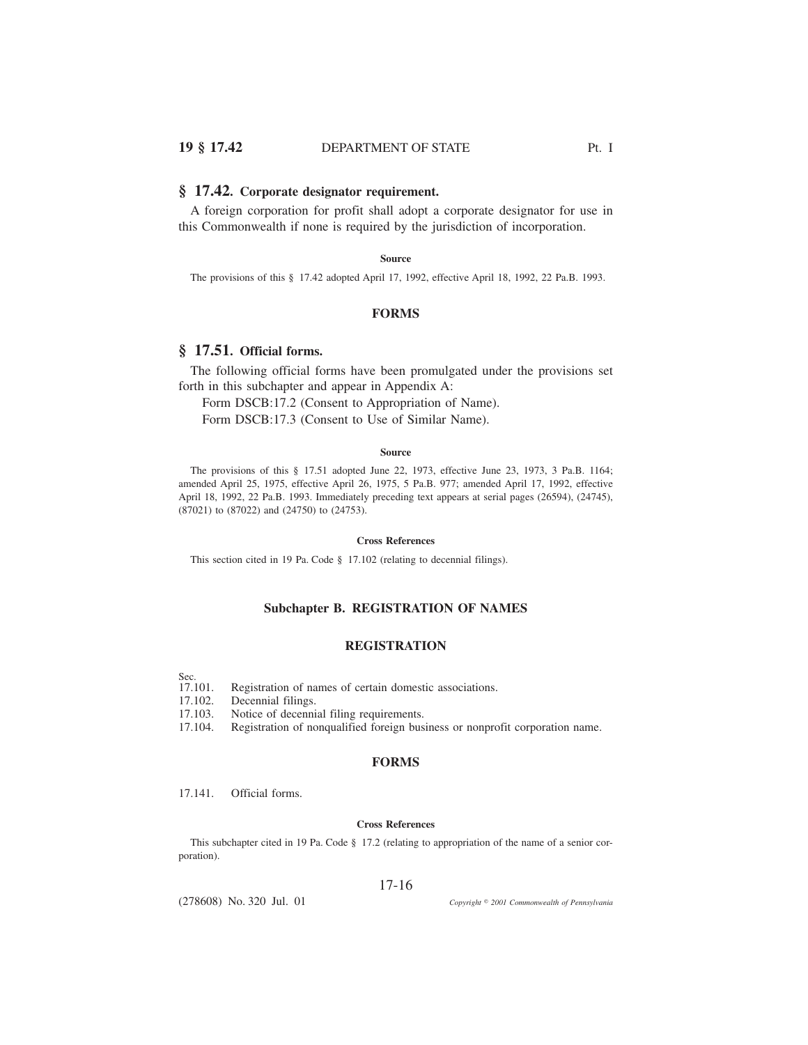## § 17.42. Corporate designator requirement.

A foreign corporation for profit shall adopt a corporate designator for use in this Commonwealth if none is required by the jurisdiction of incorporation.

**Source**

The provisions of this § 17.42 adopted April 17, 1992, effective April 18, 1992, 22 Pa.B. 1993.

### FORMS

## § 17.51. Official forms.

The following official forms have been promulgated under the provisions set forth in this subchapter and appear in Appendix A:

Form DSCB:17.2 (Consent to Appropriation of Name).

Form DSCB:17.3 (Consent to Use of Similar Name).

**Source**

The provisions of this § 17.51 adopted June 22, 1973, effective June 23, 1973, 3 Pa.B. 1164; amended April 25, 1975, effective April 26, 1975, 5 Pa.B. 977; amended April 17, 1992, effective April 18, 1992, 22 Pa.B. 1993. Immediately preceding text appears at serial pages (26594), (24745), (87021) to (87022) and (24750) to (24753).

**Cross References**

This section cited in 19 Pa. Code § 17.102 (relating to decennial filings).

# Subchapter B. REGISTRATION OF NAMES

### REGISTRATION

Sec.
17.101. Registration of names of certain domestic associations.
17.102. Decennial filings.
17.103. Notice of decennial filing requirements.
17.104. Registration of nonqualified foreign business or nonprofit corporation name.

### FORMS

17.141. Official forms.

**Cross References**

This subchapter cited in 19 Pa. Code § 17.2 (relating to appropriation of the name of a senior corporation).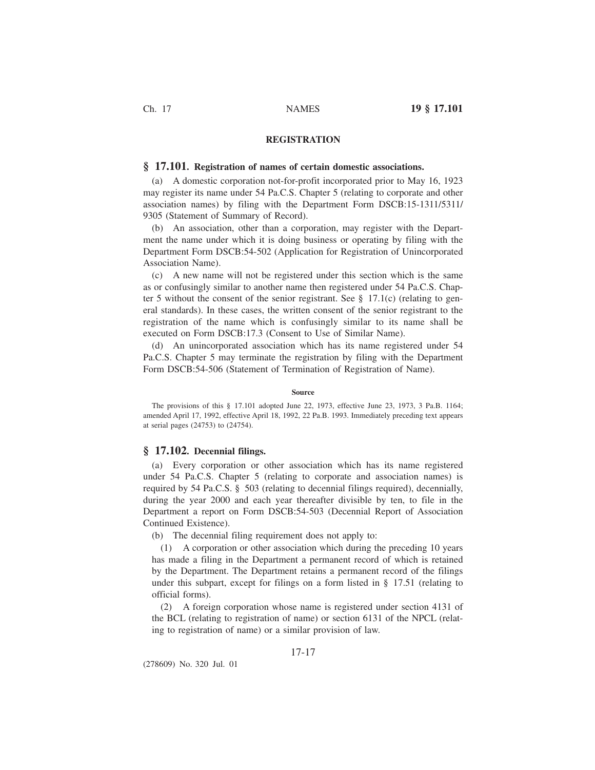## REGISTRATION

### § 17.101. Registration of names of certain domestic associations.

(a) A domestic corporation not-for-profit incorporated prior to May 16, 1923 may register its name under 54 Pa.C.S. Chapter 5 (relating to corporate and other association names) by filing with the Department Form DSCB:15-1311/5311/9305 (Statement of Summary of Record).

(b) An association, other than a corporation, may register with the Department the name under which it is doing business or operating by filing with the Department Form DSCB:54-502 (Application for Registration of Unincorporated Association Name).

(c) A new name will not be registered under this section which is the same as or confusingly similar to another name then registered under 54 Pa.C.S. Chapter 5 without the consent of the senior registrant. See § 17.1(c) (relating to general standards). In these cases, the written consent of the senior registrant to the registration of the name which is confusingly similar to its name shall be executed on Form DSCB:17.3 (Consent to Use of Similar Name).

(d) An unincorporated association which has its name registered under 54 Pa.C.S. Chapter 5 may terminate the registration by filing with the Department Form DSCB:54-506 (Statement of Termination of Registration of Name).

**Source**

The provisions of this § 17.101 adopted June 22, 1973, effective June 23, 1973, 3 Pa.B. 1164; amended April 17, 1992, effective April 18, 1992, 22 Pa.B. 1993. Immediately preceding text appears at serial pages (24753) to (24754).

### § 17.102. Decennial filings.

(a) Every corporation or other association which has its name registered under 54 Pa.C.S. Chapter 5 (relating to corporate and association names) is required by 54 Pa.C.S. § 503 (relating to decennial filings required), decennially, during the year 2000 and each year thereafter divisible by ten, to file in the Department a report on Form DSCB:54-503 (Decennial Report of Association Continued Existence).

(b) The decennial filing requirement does not apply to:

(1) A corporation or other association which during the preceding 10 years has made a filing in the Department a permanent record of which is retained by the Department. The Department retains a permanent record of the filings under this subpart, except for filings on a form listed in § 17.51 (relating to official forms).

(2) A foreign corporation whose name is registered under section 4131 of the BCL (relating to registration of name) or section 6131 of the NPCL (relating to registration of name) or a similar provision of law.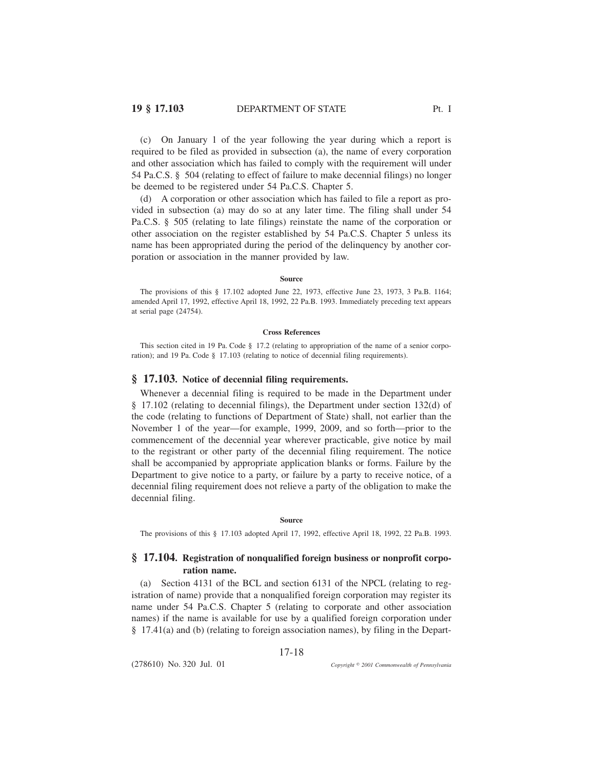(c) On January 1 of the year following the year during which a report is required to be filed as provided in subsection (a), the name of every corporation and other association which has failed to comply with the requirement will under 54 Pa.C.S. § 504 (relating to effect of failure to make decennial filings) no longer be deemed to be registered under 54 Pa.C.S. Chapter 5.

(d) A corporation or other association which has failed to file a report as provided in subsection (a) may do so at any later time. The filing shall under 54 Pa.C.S. § 505 (relating to late filings) reinstate the name of the corporation or other association on the register established by 54 Pa.C.S. Chapter 5 unless its name has been appropriated during the period of the delinquency by another corporation or association in the manner provided by law.

**Source**

The provisions of this § 17.102 adopted June 22, 1973, effective June 23, 1973, 3 Pa.B. 1164; amended April 17, 1992, effective April 18, 1992, 22 Pa.B. 1993. Immediately preceding text appears at serial page (24754).

**Cross References**

This section cited in 19 Pa. Code § 17.2 (relating to appropriation of the name of a senior corporation); and 19 Pa. Code § 17.103 (relating to notice of decennial filing requirements).

## § 17.103. Notice of decennial filing requirements.

Whenever a decennial filing is required to be made in the Department under § 17.102 (relating to decennial filings), the Department under section 132(d) of the code (relating to functions of Department of State) shall, not earlier than the November 1 of the year—for example, 1999, 2009, and so forth—prior to the commencement of the decennial year wherever practicable, give notice by mail to the registrant or other party of the decennial filing requirement. The notice shall be accompanied by appropriate application blanks or forms. Failure by the Department to give notice to a party, or failure by a party to receive notice, of a decennial filing requirement does not relieve a party of the obligation to make the decennial filing.

**Source**

The provisions of this § 17.103 adopted April 17, 1992, effective April 18, 1992, 22 Pa.B. 1993.

## § 17.104. Registration of nonqualified foreign business or nonprofit corporation name.

(a) Section 4131 of the BCL and section 6131 of the NPCL (relating to registration of name) provide that a nonqualified foreign corporation may register its name under 54 Pa.C.S. Chapter 5 (relating to corporate and other association names) if the name is available for use by a qualified foreign corporation under § 17.41(a) and (b) (relating to foreign association names), by filing in the Depart-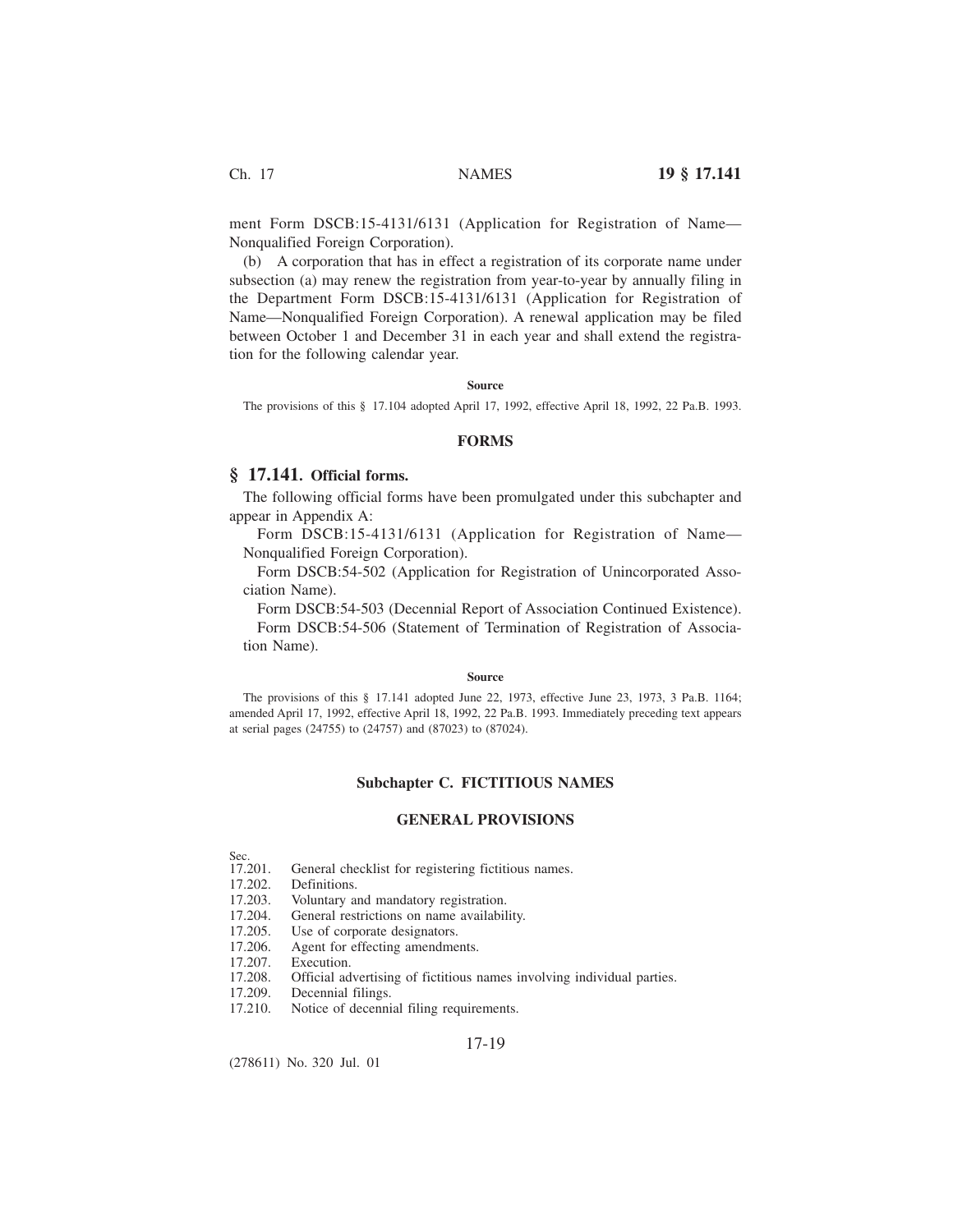ment Form DSCB:15-4131/6131 (Application for Registration of Name—Nonqualified Foreign Corporation).

(b) A corporation that has in effect a registration of its corporate name under subsection (a) may renew the registration from year-to-year by annually filing in the Department Form DSCB:15-4131/6131 (Application for Registration of Name—Nonqualified Foreign Corporation). A renewal application may be filed between October 1 and December 31 in each year and shall extend the registration for the following calendar year.

**Source**

The provisions of this § 17.104 adopted April 17, 1992, effective April 18, 1992, 22 Pa.B. 1993.

## FORMS

### § 17.141. Official forms.

The following official forms have been promulgated under this subchapter and appear in Appendix A:

Form DSCB:15-4131/6131 (Application for Registration of Name—Nonqualified Foreign Corporation).

Form DSCB:54-502 (Application for Registration of Unincorporated Association Name).

Form DSCB:54-503 (Decennial Report of Association Continued Existence).

Form DSCB:54-506 (Statement of Termination of Registration of Association Name).

**Source**

The provisions of this § 17.141 adopted June 22, 1973, effective June 23, 1973, 3 Pa.B. 1164; amended April 17, 1992, effective April 18, 1992, 22 Pa.B. 1993. Immediately preceding text appears at serial pages (24755) to (24757) and (87023) to (87024).

## Subchapter C. FICTITIOUS NAMES

## GENERAL PROVISIONS

Sec.
17.201. General checklist for registering fictitious names.
17.202. Definitions.
17.203. Voluntary and mandatory registration.
17.204. General restrictions on name availability.
17.205. Use of corporate designators.
17.206. Agent for effecting amendments.
17.207. Execution.
17.208. Official advertising of fictitious names involving individual parties.
17.209. Decennial filings.
17.210. Notice of decennial filing requirements.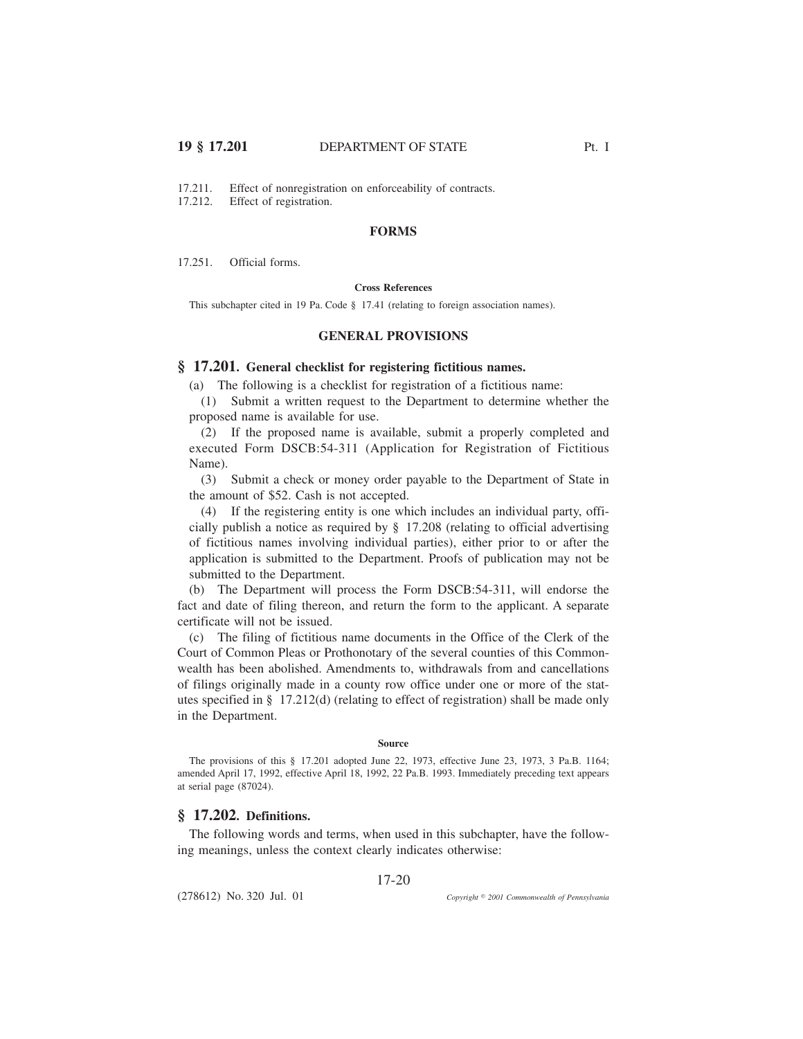17.211. Effect of nonregistration on enforceability of contracts.
17.212. Effect of registration.

### FORMS

17.251. Official forms.

**Cross References**

This subchapter cited in 19 Pa. Code § 17.41 (relating to foreign association names).

### GENERAL PROVISIONS

## § 17.201. General checklist for registering fictitious names.

(a) The following is a checklist for registration of a fictitious name:

(1) Submit a written request to the Department to determine whether the proposed name is available for use.

(2) If the proposed name is available, submit a properly completed and executed Form DSCB:54-311 (Application for Registration of Fictitious Name).

(3) Submit a check or money order payable to the Department of State in the amount of $52. Cash is not accepted.

(4) If the registering entity is one which includes an individual party, officially publish a notice as required by § 17.208 (relating to official advertising of fictitious names involving individual parties), either prior to or after the application is submitted to the Department. Proofs of publication may not be submitted to the Department.

(b) The Department will process the Form DSCB:54-311, will endorse the fact and date of filing thereon, and return the form to the applicant. A separate certificate will not be issued.

(c) The filing of fictitious name documents in the Office of the Clerk of the Court of Common Pleas or Prothonotary of the several counties of this Commonwealth has been abolished. Amendments to, withdrawals from and cancellations of filings originally made in a county row office under one or more of the statutes specified in § 17.212(d) (relating to effect of registration) shall be made only in the Department.

**Source**

The provisions of this § 17.201 adopted June 22, 1973, effective June 23, 1973, 3 Pa.B. 1164; amended April 17, 1992, effective April 18, 1992, 22 Pa.B. 1993. Immediately preceding text appears at serial page (87024).

## § 17.202. Definitions.

The following words and terms, when used in this subchapter, have the following meanings, unless the context clearly indicates otherwise: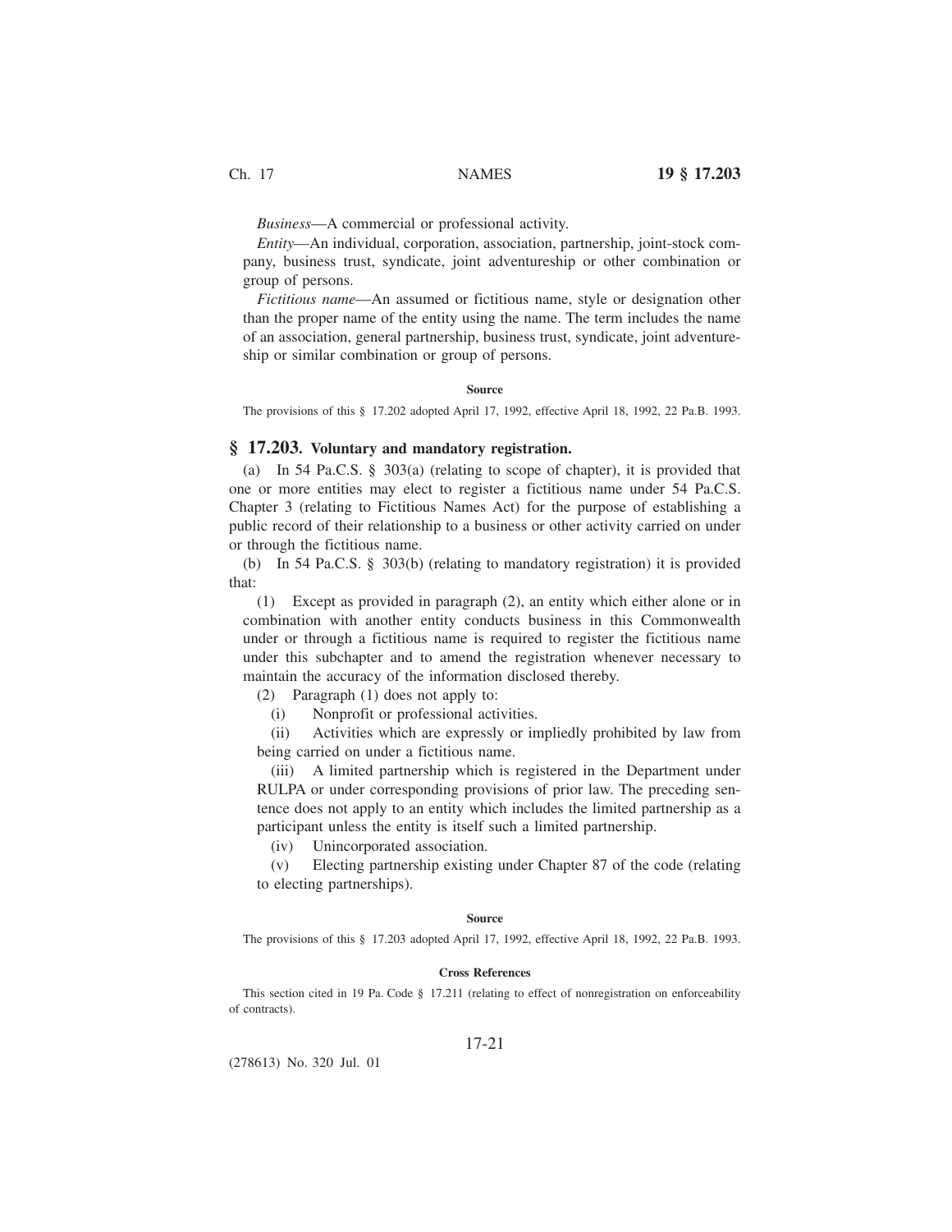*Business*—A commercial or professional activity.

*Entity*—An individual, corporation, association, partnership, joint-stock company, business trust, syndicate, joint adventureship or other combination or group of persons.

*Fictitious name*—An assumed or fictitious name, style or designation other than the proper name of the entity using the name. The term includes the name of an association, general partnership, business trust, syndicate, joint adventureship or similar combination or group of persons.

**Source**

The provisions of this § 17.202 adopted April 17, 1992, effective April 18, 1992, 22 Pa.B. 1993.

## § 17.203. Voluntary and mandatory registration.

(a) In 54 Pa.C.S. § 303(a) (relating to scope of chapter), it is provided that one or more entities may elect to register a fictitious name under 54 Pa.C.S. Chapter 3 (relating to Fictitious Names Act) for the purpose of establishing a public record of their relationship to a business or other activity carried on under or through the fictitious name.

(b) In 54 Pa.C.S. § 303(b) (relating to mandatory registration) it is provided that:

(1) Except as provided in paragraph (2), an entity which either alone or in combination with another entity conducts business in this Commonwealth under or through a fictitious name is required to register the fictitious name under this subchapter and to amend the registration whenever necessary to maintain the accuracy of the information disclosed thereby.

(2) Paragraph (1) does not apply to:

(i) Nonprofit or professional activities.

(ii) Activities which are expressly or impliedly prohibited by law from being carried on under a fictitious name.

(iii) A limited partnership which is registered in the Department under RULPA or under corresponding provisions of prior law. The preceding sentence does not apply to an entity which includes the limited partnership as a participant unless the entity is itself such a limited partnership.

(iv) Unincorporated association.

(v) Electing partnership existing under Chapter 87 of the code (relating to electing partnerships).

**Source**

The provisions of this § 17.203 adopted April 17, 1992, effective April 18, 1992, 22 Pa.B. 1993.

**Cross References**

This section cited in 19 Pa. Code § 17.211 (relating to effect of nonregistration on enforceability of contracts).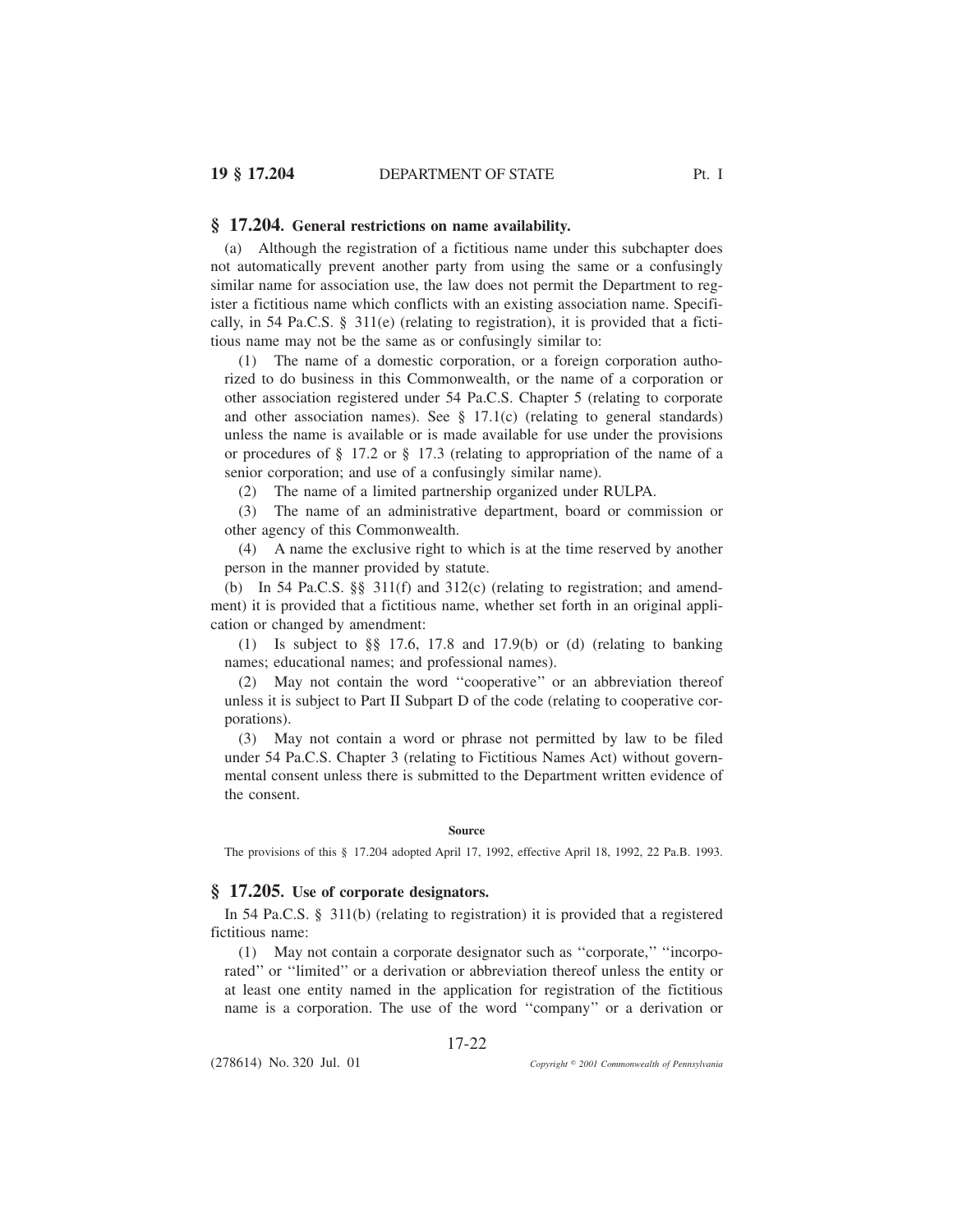## § 17.204. General restrictions on name availability.

(a) Although the registration of a fictitious name under this subchapter does not automatically prevent another party from using the same or a confusingly similar name for association use, the law does not permit the Department to register a fictitious name which conflicts with an existing association name. Specifically, in 54 Pa.C.S. § 311(e) (relating to registration), it is provided that a fictitious name may not be the same as or confusingly similar to:

(1) The name of a domestic corporation, or a foreign corporation authorized to do business in this Commonwealth, or the name of a corporation or other association registered under 54 Pa.C.S. Chapter 5 (relating to corporate and other association names). See § 17.1(c) (relating to general standards) unless the name is available or is made available for use under the provisions or procedures of § 17.2 or § 17.3 (relating to appropriation of the name of a senior corporation; and use of a confusingly similar name).

(2) The name of a limited partnership organized under RULPA.

(3) The name of an administrative department, board or commission or other agency of this Commonwealth.

(4) A name the exclusive right to which is at the time reserved by another person in the manner provided by statute.

(b) In 54 Pa.C.S. §§ 311(f) and 312(c) (relating to registration; and amendment) it is provided that a fictitious name, whether set forth in an original application or changed by amendment:

(1) Is subject to §§ 17.6, 17.8 and 17.9(b) or (d) (relating to banking names; educational names; and professional names).

(2) May not contain the word ''cooperative'' or an abbreviation thereof unless it is subject to Part II Subpart D of the code (relating to cooperative corporations).

(3) May not contain a word or phrase not permitted by law to be filed under 54 Pa.C.S. Chapter 3 (relating to Fictitious Names Act) without governmental consent unless there is submitted to the Department written evidence of the consent.

**Source**

The provisions of this § 17.204 adopted April 17, 1992, effective April 18, 1992, 22 Pa.B. 1993.

## § 17.205. Use of corporate designators.

In 54 Pa.C.S. § 311(b) (relating to registration) it is provided that a registered fictitious name:

(1) May not contain a corporate designator such as ''corporate,'' ''incorporated'' or ''limited'' or a derivation or abbreviation thereof unless the entity or at least one entity named in the application for registration of the fictitious name is a corporation. The use of the word ''company'' or a derivation or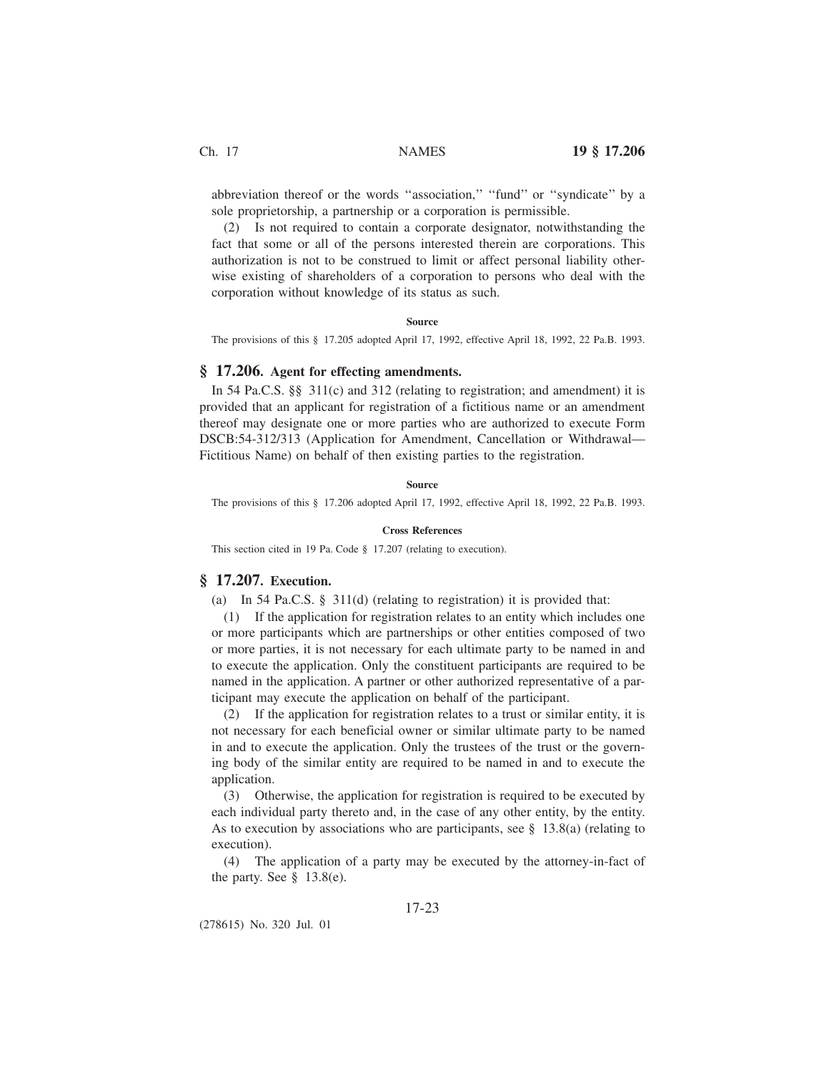abbreviation thereof or the words ''association,'' ''fund'' or ''syndicate'' by a sole proprietorship, a partnership or a corporation is permissible.

(2) Is not required to contain a corporate designator, notwithstanding the fact that some or all of the persons interested therein are corporations. This authorization is not to be construed to limit or affect personal liability otherwise existing of shareholders of a corporation to persons who deal with the corporation without knowledge of its status as such.

**Source**

The provisions of this § 17.205 adopted April 17, 1992, effective April 18, 1992, 22 Pa.B. 1993.

## § 17.206. Agent for effecting amendments.

In 54 Pa.C.S. §§ 311(c) and 312 (relating to registration; and amendment) it is provided that an applicant for registration of a fictitious name or an amendment thereof may designate one or more parties who are authorized to execute Form DSCB:54-312/313 (Application for Amendment, Cancellation or Withdrawal—Fictitious Name) on behalf of then existing parties to the registration.

**Source**

The provisions of this § 17.206 adopted April 17, 1992, effective April 18, 1992, 22 Pa.B. 1993.

**Cross References**

This section cited in 19 Pa. Code § 17.207 (relating to execution).

## § 17.207. Execution.

(a) In 54 Pa.C.S. § 311(d) (relating to registration) it is provided that:

(1) If the application for registration relates to an entity which includes one or more participants which are partnerships or other entities composed of two or more parties, it is not necessary for each ultimate party to be named in and to execute the application. Only the constituent participants are required to be named in the application. A partner or other authorized representative of a participant may execute the application on behalf of the participant.

(2) If the application for registration relates to a trust or similar entity, it is not necessary for each beneficial owner or similar ultimate party to be named in and to execute the application. Only the trustees of the trust or the governing body of the similar entity are required to be named in and to execute the application.

(3) Otherwise, the application for registration is required to be executed by each individual party thereto and, in the case of any other entity, by the entity. As to execution by associations who are participants, see § 13.8(a) (relating to execution).

(4) The application of a party may be executed by the attorney-in-fact of the party. See § 13.8(e).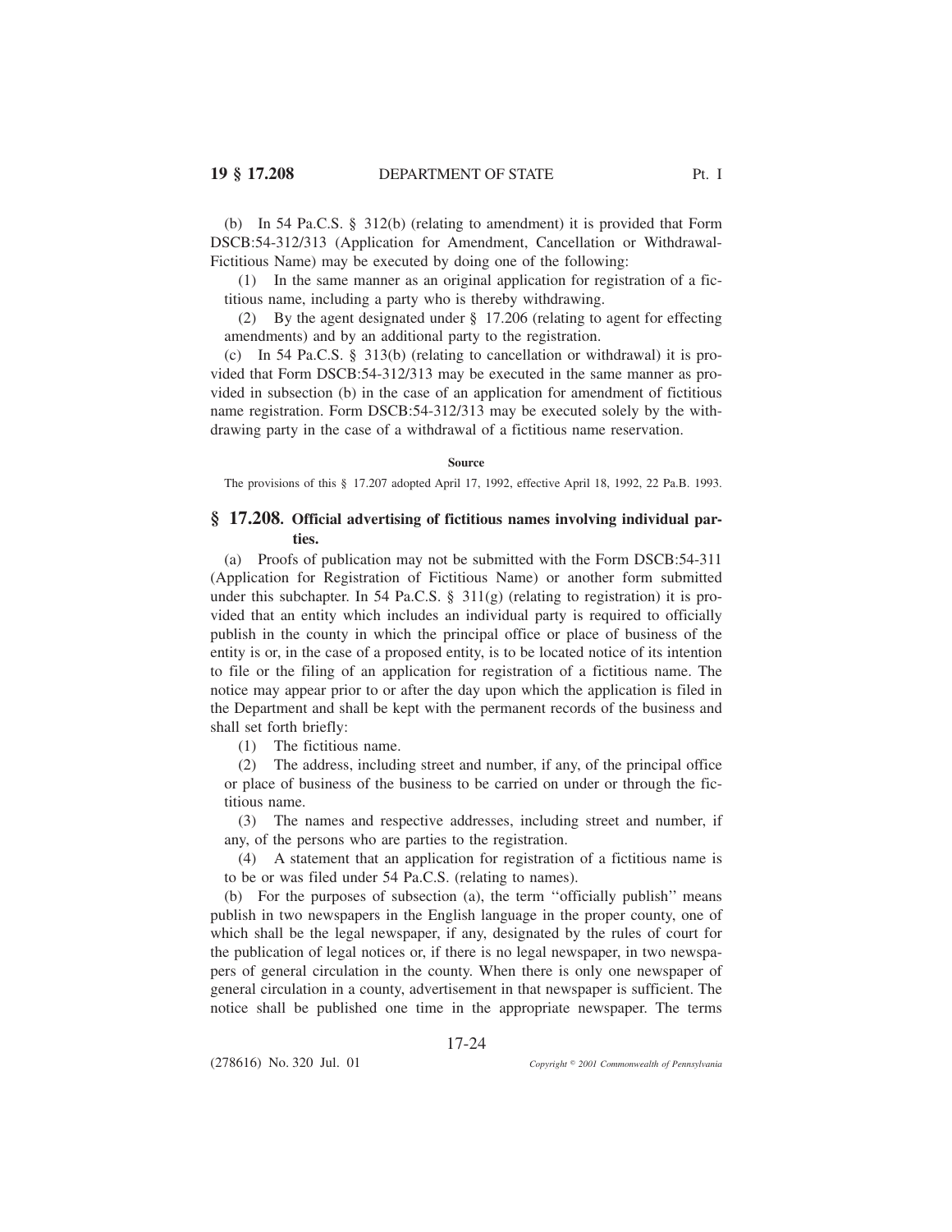(b) In 54 Pa.C.S. § 312(b) (relating to amendment) it is provided that Form DSCB:54-312/313 (Application for Amendment, Cancellation or Withdrawal-Fictitious Name) may be executed by doing one of the following:

(1) In the same manner as an original application for registration of a fictitious name, including a party who is thereby withdrawing.

(2) By the agent designated under § 17.206 (relating to agent for effecting amendments) and by an additional party to the registration.

(c) In 54 Pa.C.S. § 313(b) (relating to cancellation or withdrawal) it is provided that Form DSCB:54-312/313 may be executed in the same manner as provided in subsection (b) in the case of an application for amendment of fictitious name registration. Form DSCB:54-312/313 may be executed solely by the withdrawing party in the case of a withdrawal of a fictitious name reservation.

#### Source

The provisions of this § 17.207 adopted April 17, 1992, effective April 18, 1992, 22 Pa.B. 1993.

## § 17.208. Official advertising of fictitious names involving individual parties.

(a) Proofs of publication may not be submitted with the Form DSCB:54-311 (Application for Registration of Fictitious Name) or another form submitted under this subchapter. In 54 Pa.C.S. § 311(g) (relating to registration) it is provided that an entity which includes an individual party is required to officially publish in the county in which the principal office or place of business of the entity is or, in the case of a proposed entity, is to be located notice of its intention to file or the filing of an application for registration of a fictitious name. The notice may appear prior to or after the day upon which the application is filed in the Department and shall be kept with the permanent records of the business and shall set forth briefly:

(1) The fictitious name.

(2) The address, including street and number, if any, of the principal office or place of business of the business to be carried on under or through the fictitious name.

(3) The names and respective addresses, including street and number, if any, of the persons who are parties to the registration.

(4) A statement that an application for registration of a fictitious name is to be or was filed under 54 Pa.C.S. (relating to names).

(b) For the purposes of subsection (a), the term ''officially publish'' means publish in two newspapers in the English language in the proper county, one of which shall be the legal newspaper, if any, designated by the rules of court for the publication of legal notices or, if there is no legal newspaper, in two newspapers of general circulation in the county. When there is only one newspaper of general circulation in a county, advertisement in that newspaper is sufficient. The notice shall be published one time in the appropriate newspaper. The terms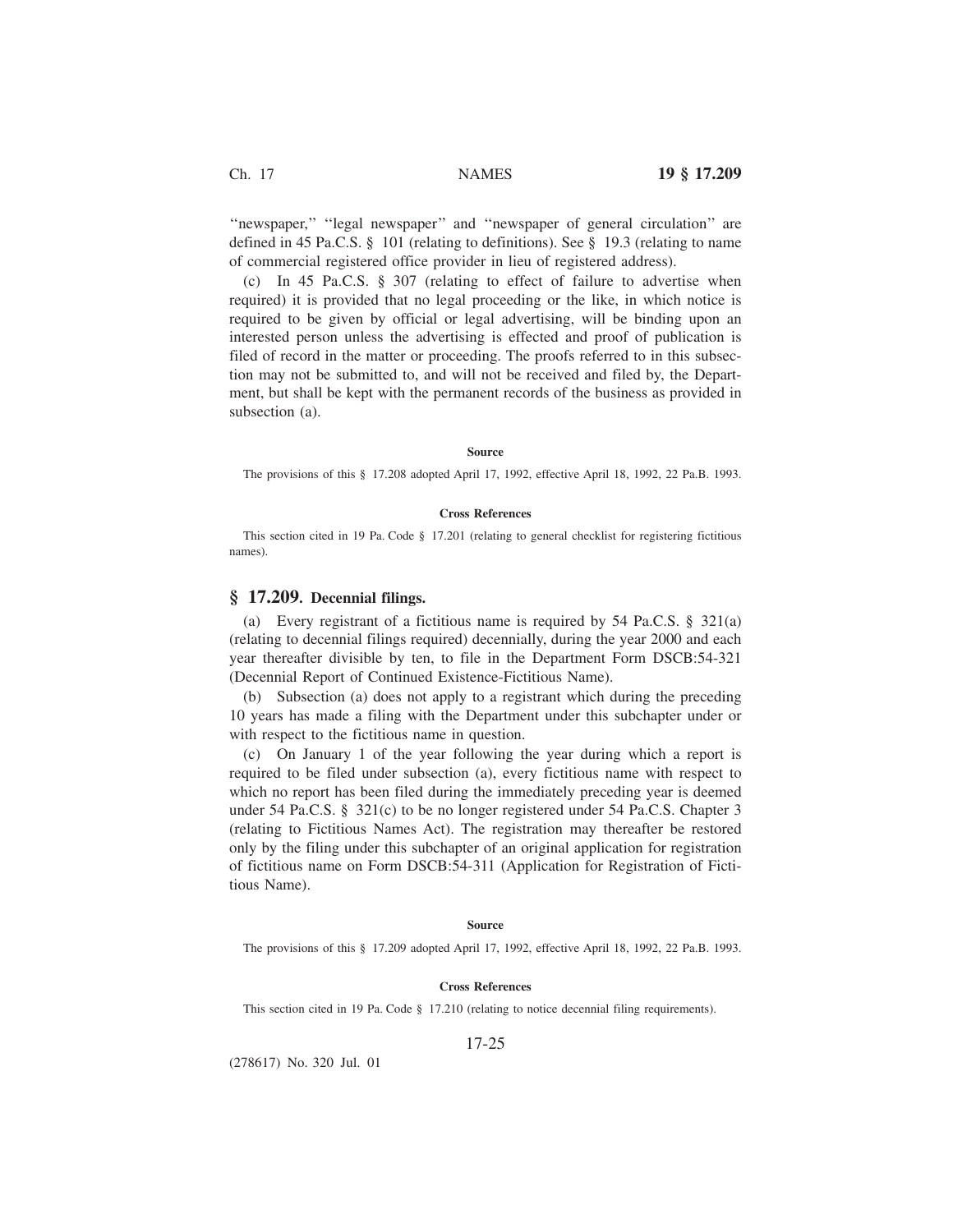''newspaper,'' ''legal newspaper'' and ''newspaper of general circulation'' are defined in 45 Pa.C.S. § 101 (relating to definitions). See § 19.3 (relating to name of commercial registered office provider in lieu of registered address).

(c) In 45 Pa.C.S. § 307 (relating to effect of failure to advertise when required) it is provided that no legal proceeding or the like, in which notice is required to be given by official or legal advertising, will be binding upon an interested person unless the advertising is effected and proof of publication is filed of record in the matter or proceeding. The proofs referred to in this subsection may not be submitted to, and will not be received and filed by, the Department, but shall be kept with the permanent records of the business as provided in subsection (a).

**Source**

The provisions of this § 17.208 adopted April 17, 1992, effective April 18, 1992, 22 Pa.B. 1993.

**Cross References**

This section cited in 19 Pa. Code § 17.201 (relating to general checklist for registering fictitious names).

## § 17.209. Decennial filings.

(a) Every registrant of a fictitious name is required by 54 Pa.C.S. § 321(a) (relating to decennial filings required) decennially, during the year 2000 and each year thereafter divisible by ten, to file in the Department Form DSCB:54-321 (Decennial Report of Continued Existence-Fictitious Name).

(b) Subsection (a) does not apply to a registrant which during the preceding 10 years has made a filing with the Department under this subchapter under or with respect to the fictitious name in question.

(c) On January 1 of the year following the year during which a report is required to be filed under subsection (a), every fictitious name with respect to which no report has been filed during the immediately preceding year is deemed under 54 Pa.C.S. § 321(c) to be no longer registered under 54 Pa.C.S. Chapter 3 (relating to Fictitious Names Act). The registration may thereafter be restored only by the filing under this subchapter of an original application for registration of fictitious name on Form DSCB:54-311 (Application for Registration of Fictitious Name).

**Source**

The provisions of this § 17.209 adopted April 17, 1992, effective April 18, 1992, 22 Pa.B. 1993.

**Cross References**

This section cited in 19 Pa. Code § 17.210 (relating to notice decennial filing requirements).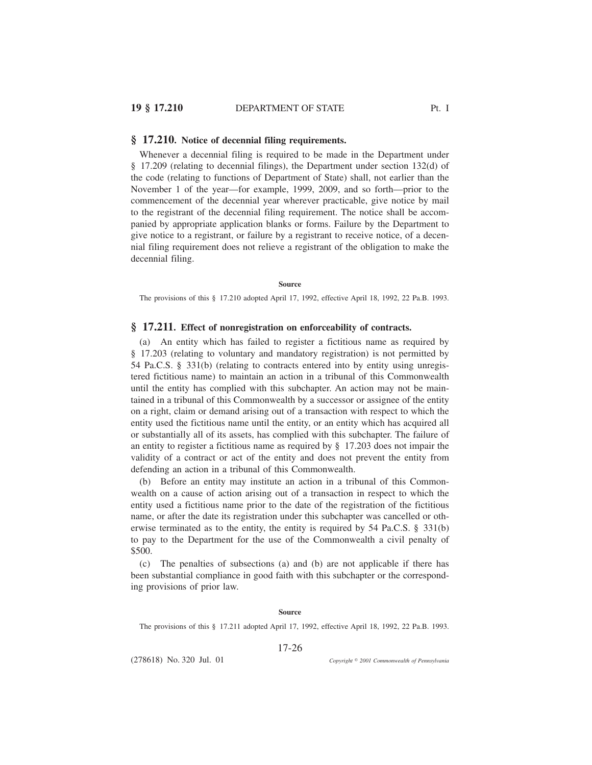## § 17.210. Notice of decennial filing requirements.

Whenever a decennial filing is required to be made in the Department under § 17.209 (relating to decennial filings), the Department under section 132(d) of the code (relating to functions of Department of State) shall, not earlier than the November 1 of the year—for example, 1999, 2009, and so forth—prior to the commencement of the decennial year wherever practicable, give notice by mail to the registrant of the decennial filing requirement. The notice shall be accompanied by appropriate application blanks or forms. Failure by the Department to give notice to a registrant, or failure by a registrant to receive notice, of a decennial filing requirement does not relieve a registrant of the obligation to make the decennial filing.

**Source**

The provisions of this § 17.210 adopted April 17, 1992, effective April 18, 1992, 22 Pa.B. 1993.

## § 17.211. Effect of nonregistration on enforceability of contracts.

(a) An entity which has failed to register a fictitious name as required by § 17.203 (relating to voluntary and mandatory registration) is not permitted by 54 Pa.C.S. § 331(b) (relating to contracts entered into by entity using unregistered fictitious name) to maintain an action in a tribunal of this Commonwealth until the entity has complied with this subchapter. An action may not be maintained in a tribunal of this Commonwealth by a successor or assignee of the entity on a right, claim or demand arising out of a transaction with respect to which the entity used the fictitious name until the entity, or an entity which has acquired all or substantially all of its assets, has complied with this subchapter. The failure of an entity to register a fictitious name as required by § 17.203 does not impair the validity of a contract or act of the entity and does not prevent the entity from defending an action in a tribunal of this Commonwealth.

(b) Before an entity may institute an action in a tribunal of this Commonwealth on a cause of action arising out of a transaction in respect to which the entity used a fictitious name prior to the date of the registration of the fictitious name, or after the date its registration under this subchapter was cancelled or otherwise terminated as to the entity, the entity is required by 54 Pa.C.S. § 331(b) to pay to the Department for the use of the Commonwealth a civil penalty of $500.

(c) The penalties of subsections (a) and (b) are not applicable if there has been substantial compliance in good faith with this subchapter or the corresponding provisions of prior law.

**Source**

The provisions of this § 17.211 adopted April 17, 1992, effective April 18, 1992, 22 Pa.B. 1993.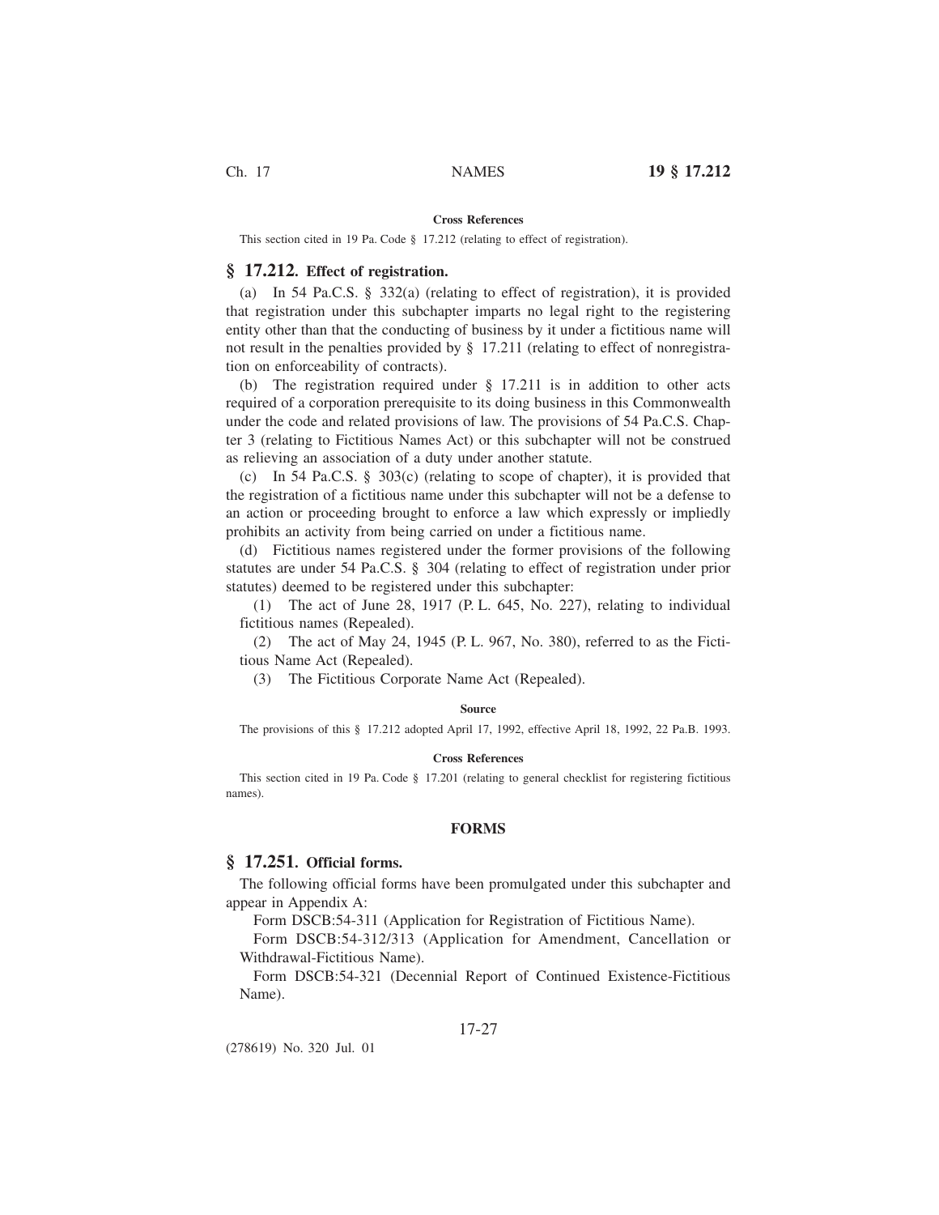**Cross References**

This section cited in 19 Pa. Code § 17.212 (relating to effect of registration).

## § 17.212. Effect of registration.

(a) In 54 Pa.C.S. § 332(a) (relating to effect of registration), it is provided that registration under this subchapter imparts no legal right to the registering entity other than that the conducting of business by it under a fictitious name will not result in the penalties provided by § 17.211 (relating to effect of nonregistration on enforceability of contracts).

(b) The registration required under § 17.211 is in addition to other acts required of a corporation prerequisite to its doing business in this Commonwealth under the code and related provisions of law. The provisions of 54 Pa.C.S. Chapter 3 (relating to Fictitious Names Act) or this subchapter will not be construed as relieving an association of a duty under another statute.

(c) In 54 Pa.C.S. § 303(c) (relating to scope of chapter), it is provided that the registration of a fictitious name under this subchapter will not be a defense to an action or proceeding brought to enforce a law which expressly or impliedly prohibits an activity from being carried on under a fictitious name.

(d) Fictitious names registered under the former provisions of the following statutes are under 54 Pa.C.S. § 304 (relating to effect of registration under prior statutes) deemed to be registered under this subchapter:

(1) The act of June 28, 1917 (P. L. 645, No. 227), relating to individual fictitious names (Repealed).

(2) The act of May 24, 1945 (P. L. 967, No. 380), referred to as the Fictitious Name Act (Repealed).

(3) The Fictitious Corporate Name Act (Repealed).

**Source**

The provisions of this § 17.212 adopted April 17, 1992, effective April 18, 1992, 22 Pa.B. 1993.

**Cross References**

This section cited in 19 Pa. Code § 17.201 (relating to general checklist for registering fictitious names).

### FORMS

## § 17.251. Official forms.

The following official forms have been promulgated under this subchapter and appear in Appendix A:

Form DSCB:54-311 (Application for Registration of Fictitious Name).

Form DSCB:54-312/313 (Application for Amendment, Cancellation or Withdrawal-Fictitious Name).

Form DSCB:54-321 (Decennial Report of Continued Existence-Fictitious Name).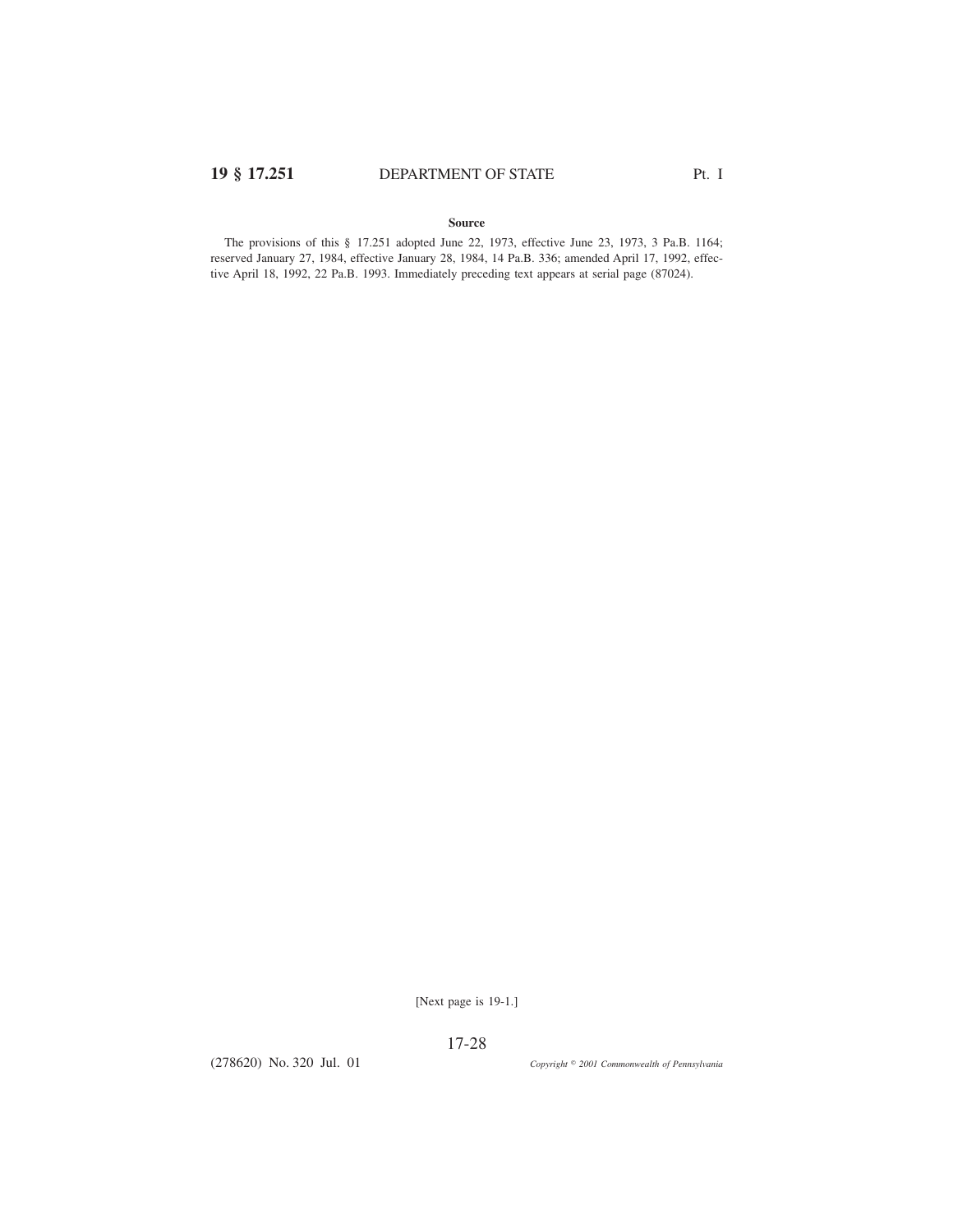**Source**

The provisions of this § 17.251 adopted June 22, 1973, effective June 23, 1973, 3 Pa.B. 1164; reserved January 27, 1984, effective January 28, 1984, 14 Pa.B. 336; amended April 17, 1992, effective April 18, 1992, 22 Pa.B. 1993. Immediately preceding text appears at serial page (87024).

[Next page is 19-1.]